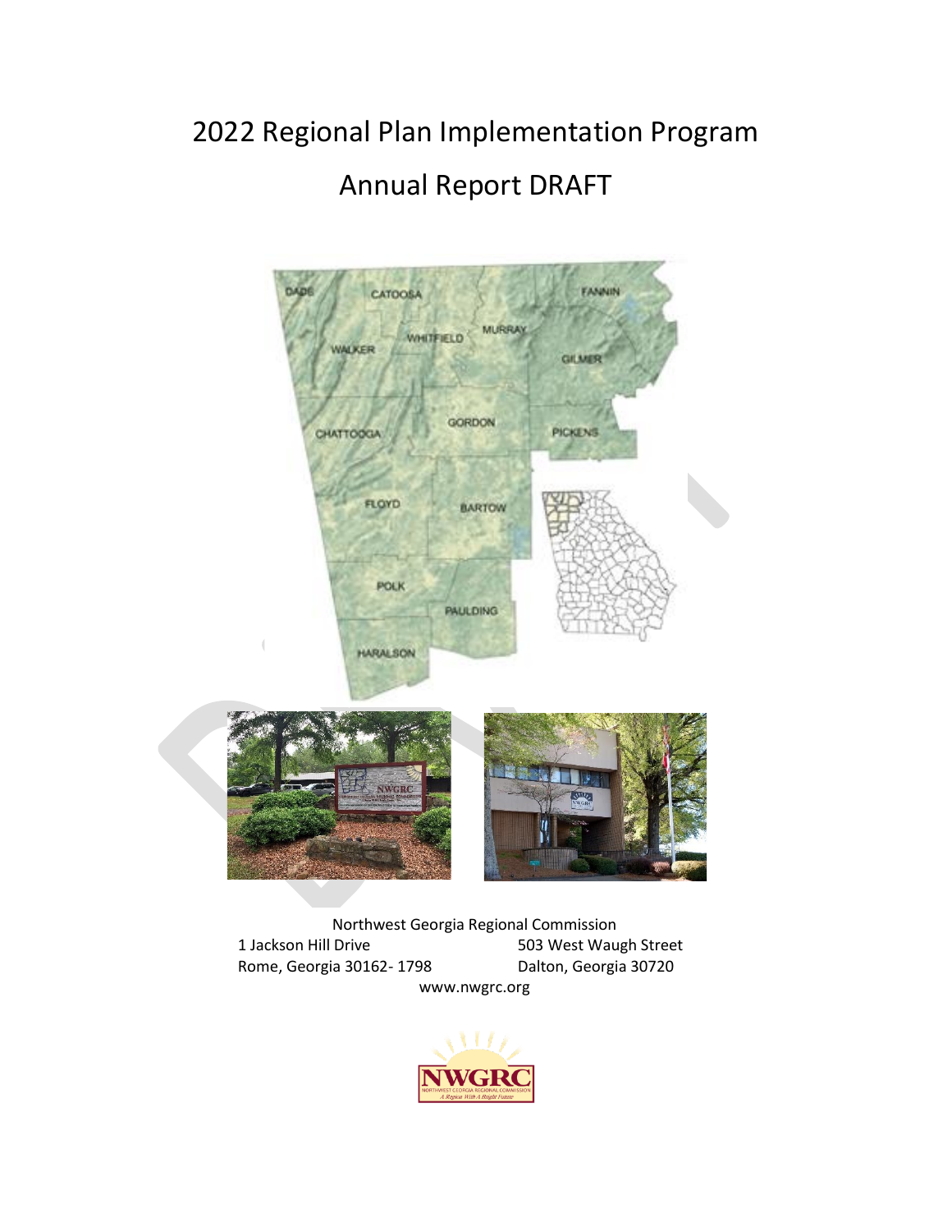# 2022 Regional Plan Implementation Program

# Annual Report DRAFT

Northwest Georgia Regional Commission

1 Jackson Hill Drive
Rome, Georgia 30162- 1798

503 West Waugh Street
Dalton, Georgia 30720

www.nwgrc.org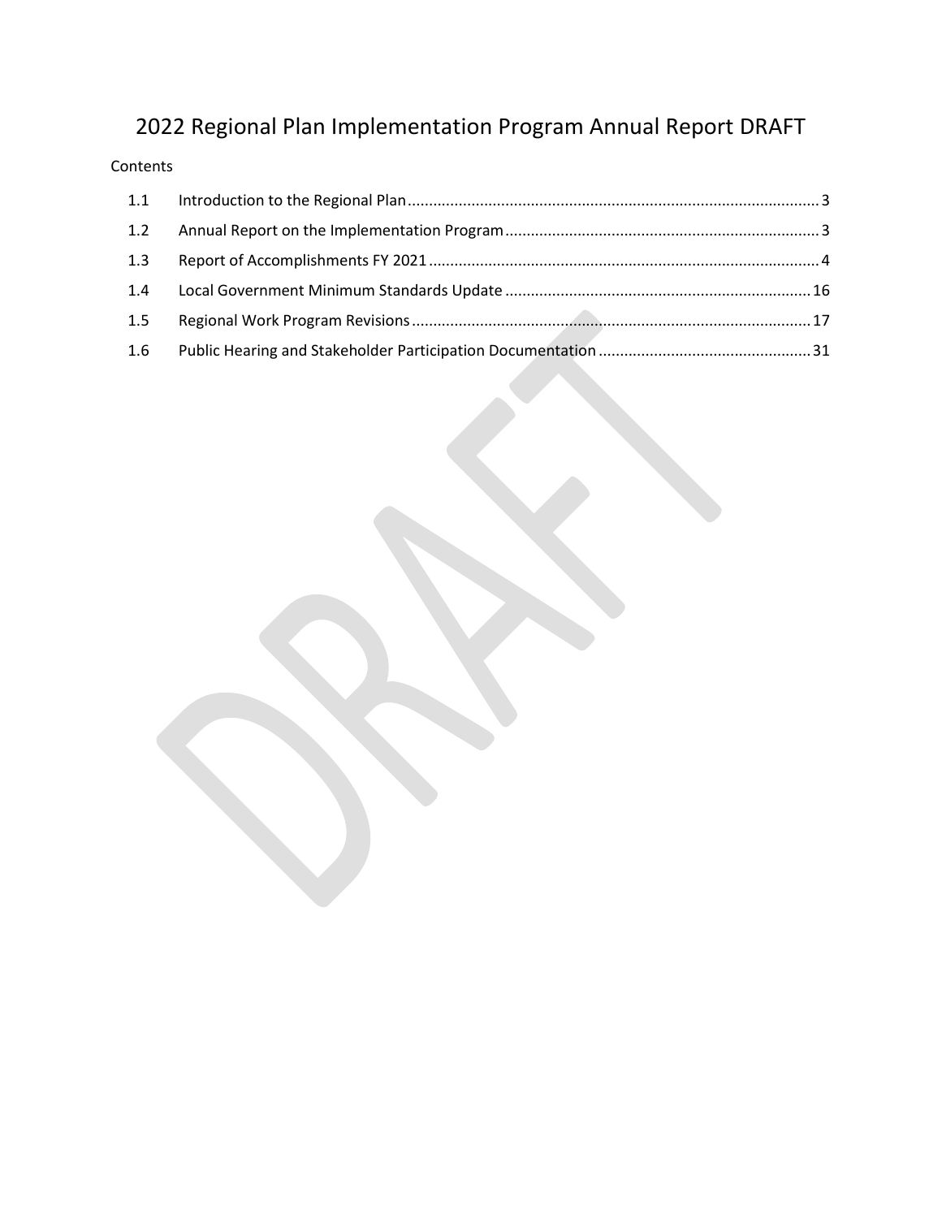# 2022 Regional Plan Implementation Program Annual Report DRAFT

Contents

| | | |
|---|---|---|
| 1.1 | Introduction to the Regional Plan | 3 |
| 1.2 | Annual Report on the Implementation Program | 3 |
| 1.3 | Report of Accomplishments FY 2021 | 4 |
| 1.4 | Local Government Minimum Standards Update | 16 |
| 1.5 | Regional Work Program Revisions | 17 |
| 1.6 | Public Hearing and Stakeholder Participation Documentation | 31 |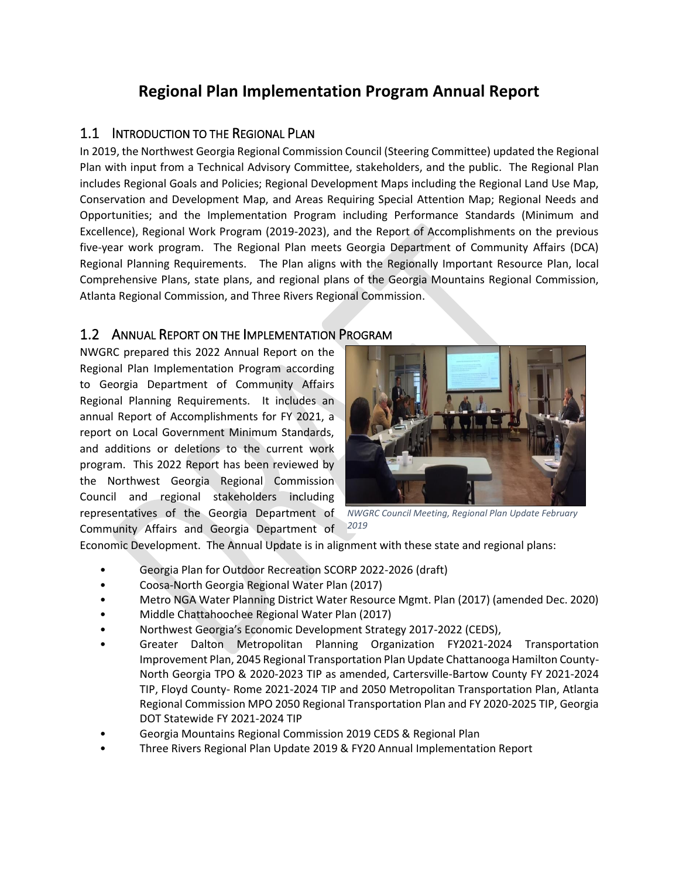# Regional Plan Implementation Program Annual Report

## 1.1 Introduction to the Regional Plan

In 2019, the Northwest Georgia Regional Commission Council (Steering Committee) updated the Regional Plan with input from a Technical Advisory Committee, stakeholders, and the public. The Regional Plan includes Regional Goals and Policies; Regional Development Maps including the Regional Land Use Map, Conservation and Development Map, and Areas Requiring Special Attention Map; Regional Needs and Opportunities; and the Implementation Program including Performance Standards (Minimum and Excellence), Regional Work Program (2019-2023), and the Report of Accomplishments on the previous five-year work program. The Regional Plan meets Georgia Department of Community Affairs (DCA) Regional Planning Requirements. The Plan aligns with the Regionally Important Resource Plan, local Comprehensive Plans, state plans, and regional plans of the Georgia Mountains Regional Commission, Atlanta Regional Commission, and Three Rivers Regional Commission.

## 1.2 Annual Report on the Implementation Program

NWGRC prepared this 2022 Annual Report on the Regional Plan Implementation Program according to Georgia Department of Community Affairs Regional Planning Requirements. It includes an annual Report of Accomplishments for FY 2021, a report on Local Government Minimum Standards, and additions or deletions to the current work program. This 2022 Report has been reviewed by the Northwest Georgia Regional Commission Council and regional stakeholders including representatives of the Georgia Department of Community Affairs and Georgia Department of Economic Development. The Annual Update is in alignment with these state and regional plans:

*NWGRC Council Meeting, Regional Plan Update February 2019*

- Georgia Plan for Outdoor Recreation SCORP 2022-2026 (draft)
- Coosa-North Georgia Regional Water Plan (2017)
- Metro NGA Water Planning District Water Resource Mgmt. Plan (2017) (amended Dec. 2020)
- Middle Chattahoochee Regional Water Plan (2017)
- Northwest Georgia's Economic Development Strategy 2017-2022 (CEDS),
- Greater Dalton Metropolitan Planning Organization FY2021-2024 Transportation Improvement Plan, 2045 Regional Transportation Plan Update Chattanooga Hamilton County-North Georgia TPO & 2020-2023 TIP as amended, Cartersville-Bartow County FY 2021-2024 TIP, Floyd County- Rome 2021-2024 TIP and 2050 Metropolitan Transportation Plan, Atlanta Regional Commission MPO 2050 Regional Transportation Plan and FY 2020-2025 TIP, Georgia DOT Statewide FY 2021-2024 TIP
- Georgia Mountains Regional Commission 2019 CEDS & Regional Plan
- Three Rivers Regional Plan Update 2019 & FY20 Annual Implementation Report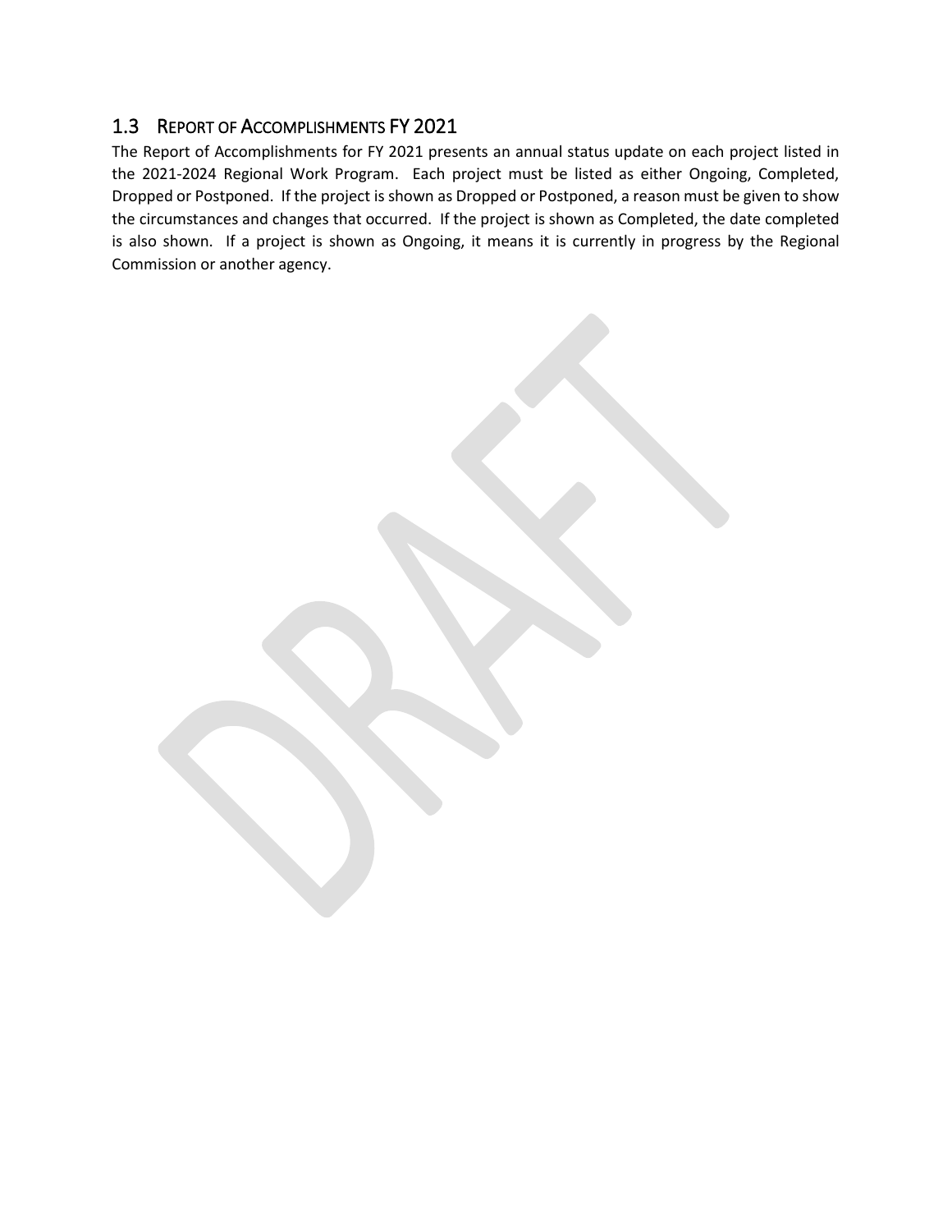## 1.3 Report of Accomplishments FY 2021

The Report of Accomplishments for FY 2021 presents an annual status update on each project listed in the 2021-2024 Regional Work Program. Each project must be listed as either Ongoing, Completed, Dropped or Postponed. If the project is shown as Dropped or Postponed, a reason must be given to show the circumstances and changes that occurred. If the project is shown as Completed, the date completed is also shown. If a project is shown as Ongoing, it means it is currently in progress by the Regional Commission or another agency.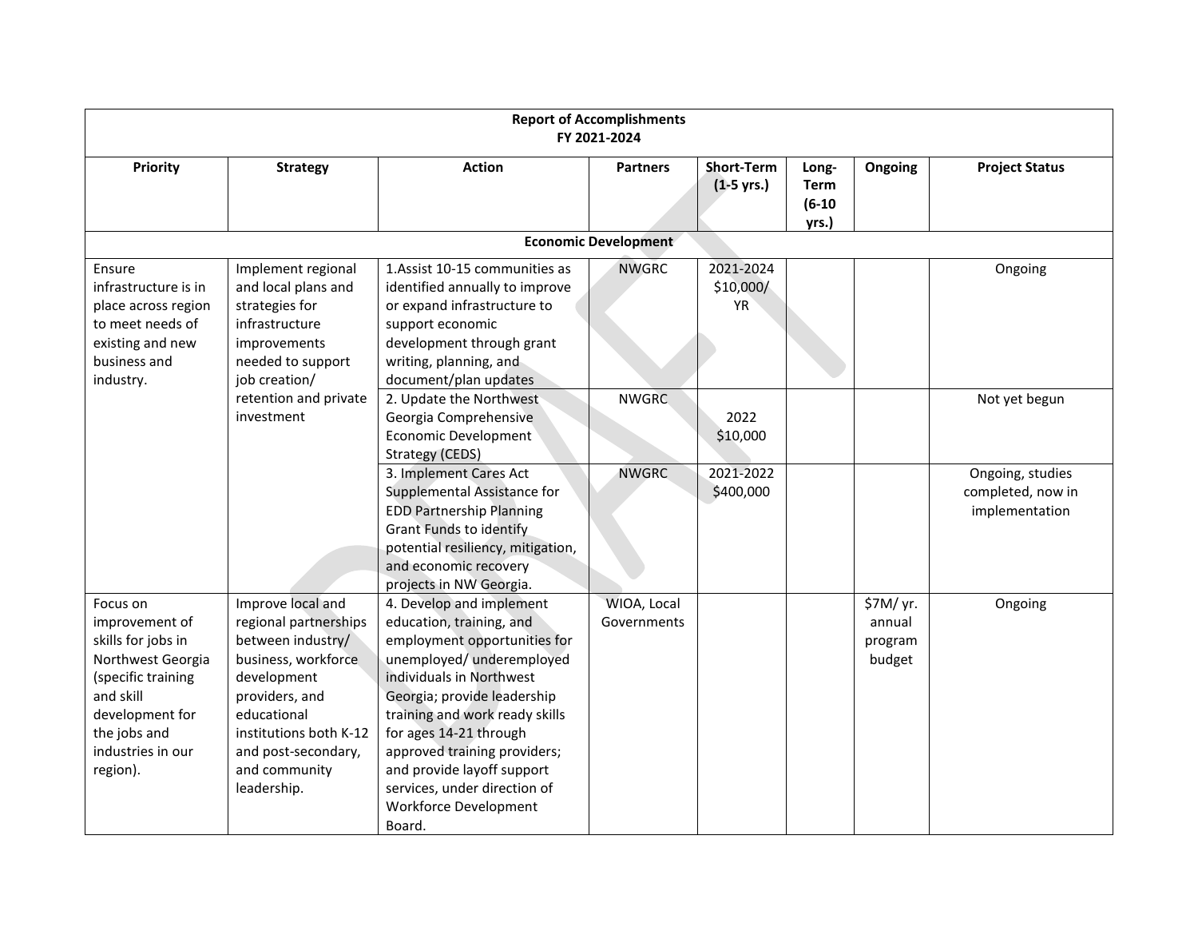| Report of Accomplishments FY 2021-2024 | | | | | | | |
|---|---|---|---|---|---|---|---|
| **Priority** | **Strategy** | **Action** | **Partners** | **Short-Term (1-5 yrs.)** | **Long-Term (6-10 yrs.)** | **Ongoing** | **Project Status** |
| **Economic Development** | | | | | | | |
| Ensure infrastructure is in place across region to meet needs of existing and new business and industry. | Implement regional and local plans and strategies for infrastructure improvements needed to support job creation/ retention and private investment | 1.Assist 10-15 communities as identified annually to improve or expand infrastructure to support economic development through grant writing, planning, and document/plan updates | NWGRC | 2021-2024 $10,000/ YR | | | Ongoing |
| | | 2. Update the Northwest Georgia Comprehensive Economic Development Strategy (CEDS) | NWGRC | 2022 $10,000 | | | Not yet begun |
| | | 3. Implement Cares Act Supplemental Assistance for EDD Partnership Planning Grant Funds to identify potential resiliency, mitigation, and economic recovery projects in NW Georgia. | NWGRC | 2021-2022 $400,000 | | | Ongoing, studies completed, now in implementation |
| Focus on improvement of skills for jobs in Northwest Georgia (specific training and skill development for the jobs and industries in our region). | Improve local and regional partnerships between industry/ business, workforce development providers, and educational institutions both K-12 and post-secondary, and community leadership. | 4. Develop and implement education, training, and employment opportunities for unemployed/ underemployed individuals in Northwest Georgia; provide leadership training and work ready skills for ages 14-21 through approved training providers; and provide layoff support services, under direction of Workforce Development Board. | WIOA, Local Governments | | | $7M/ yr. annual program budget | Ongoing |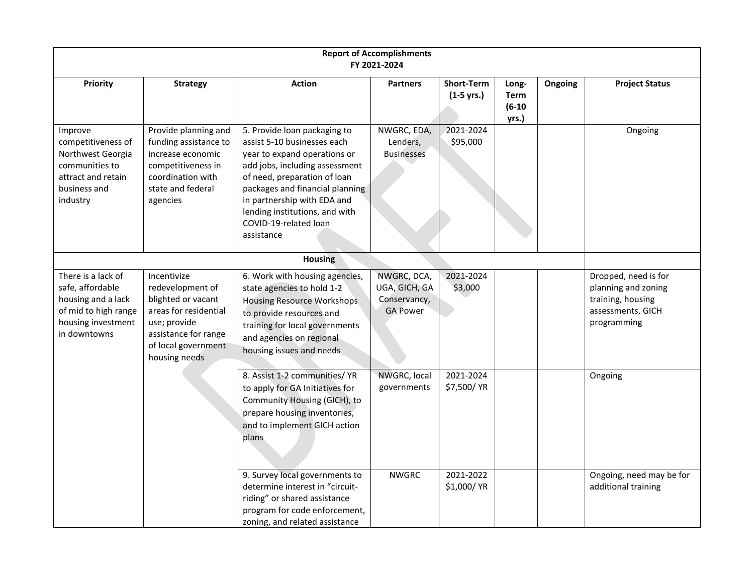| Report of Accomplishments FY 2021-2024 | | | | | | | |
|---|---|---|---|---|---|---|---|
| **Priority** | **Strategy** | **Action** | **Partners** | **Short-Term (1-5 yrs.)** | **Long-Term (6-10 yrs.)** | **Ongoing** | **Project Status** |
| Improve competitiveness of Northwest Georgia communities to attract and retain business and industry | Provide planning and funding assistance to increase economic competitiveness in coordination with state and federal agencies | 5. Provide loan packaging to assist 5-10 businesses each year to expand operations or add jobs, including assessment of need, preparation of loan packages and financial planning in partnership with EDA and lending institutions, and with COVID-19-related loan assistance | NWGRC, EDA, Lenders, Businesses | 2021-2024 $95,000 | | | Ongoing |
| **Housing** | | | | | | | |
| There is a lack of safe, affordable housing and a lack of mid to high range housing investment in downtowns | Incentivize redevelopment of blighted or vacant areas for residential use; provide assistance for range of local government housing needs | 6. Work with housing agencies, state agencies to hold 1-2 Housing Resource Workshops to provide resources and training for local governments and agencies on regional housing issues and needs | NWGRC, DCA, UGA, GICH, GA Conservancy, GA Power | 2021-2024 $3,000 | | | Dropped, need is for planning and zoning training, housing assessments, GICH programming |
| | | 8. Assist 1-2 communities/ YR to apply for GA Initiatives for Community Housing (GICH), to prepare housing inventories, and to implement GICH action plans | NWGRC, local governments | 2021-2024 $7,500/ YR | | | Ongoing |
| | | 9. Survey local governments to determine interest in "circuit-riding" or shared assistance program for code enforcement, zoning, and related assistance | NWGRC | 2021-2022 $1,000/ YR | | | Ongoing, need may be for additional training |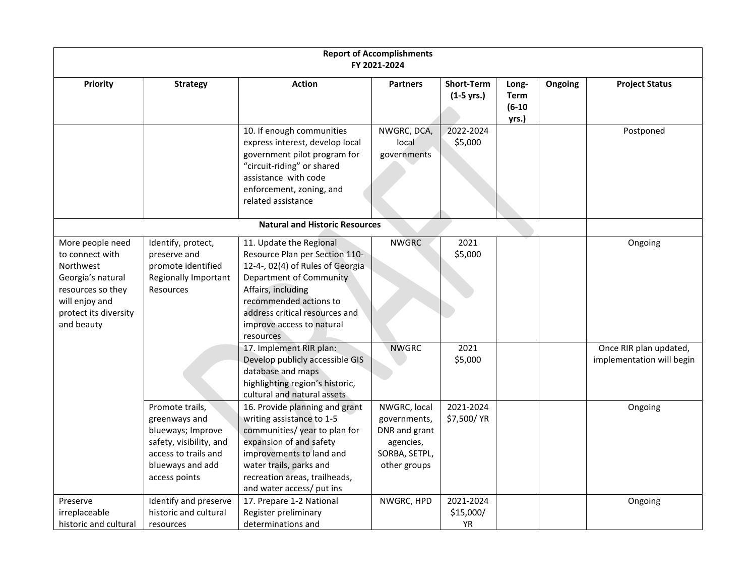| Report of Accomplishments FY 2021-2024 | | | | | | | |
|---|---|---|---|---|---|---|---|
| **Priority** | **Strategy** | **Action** | **Partners** | **Short-Term (1-5 yrs.)** | **Long-Term (6-10 yrs.)** | **Ongoing** | **Project Status** |
| | | 10. If enough communities express interest, develop local government pilot program for "circuit-riding" or shared assistance with code enforcement, zoning, and related assistance | NWGRC, DCA, local governments | 2022-2024 $5,000 | | | Postponed |
| **Natural and Historic Resources** | | | | | | | |
| More people need to connect with Northwest Georgia's natural resources so they will enjoy and protect its diversity and beauty | Identify, protect, preserve and promote identified Regionally Important Resources | 11. Update the Regional Resource Plan per Section 110-12-4-, 02(4) of Rules of Georgia Department of Community Affairs, including recommended actions to address critical resources and improve access to natural resources | NWGRC | 2021 $5,000 | | | Ongoing |
| | | 17. Implement RIR plan: Develop publicly accessible GIS database and maps highlighting region's historic, cultural and natural assets | NWGRC | 2021 $5,000 | | | Once RIR plan updated, implementation will begin |
| | Promote trails, greenways and blueways; Improve safety, visibility, and access to trails and blueways and add access points | 16. Provide planning and grant writing assistance to 1-5 communities/ year to plan for expansion of and safety improvements to land and water trails, parks and recreation areas, trailheads, and water access/ put ins | NWGRC, local governments, DNR and grant agencies, SORBA, SETPL, other groups | 2021-2024 $7,500/ YR | | | Ongoing |
| Preserve irreplaceable historic and cultural | Identify and preserve historic and cultural resources | 17. Prepare 1-2 National Register preliminary determinations and | NWGRC, HPD | 2021-2024 $15,000/ YR | | | Ongoing |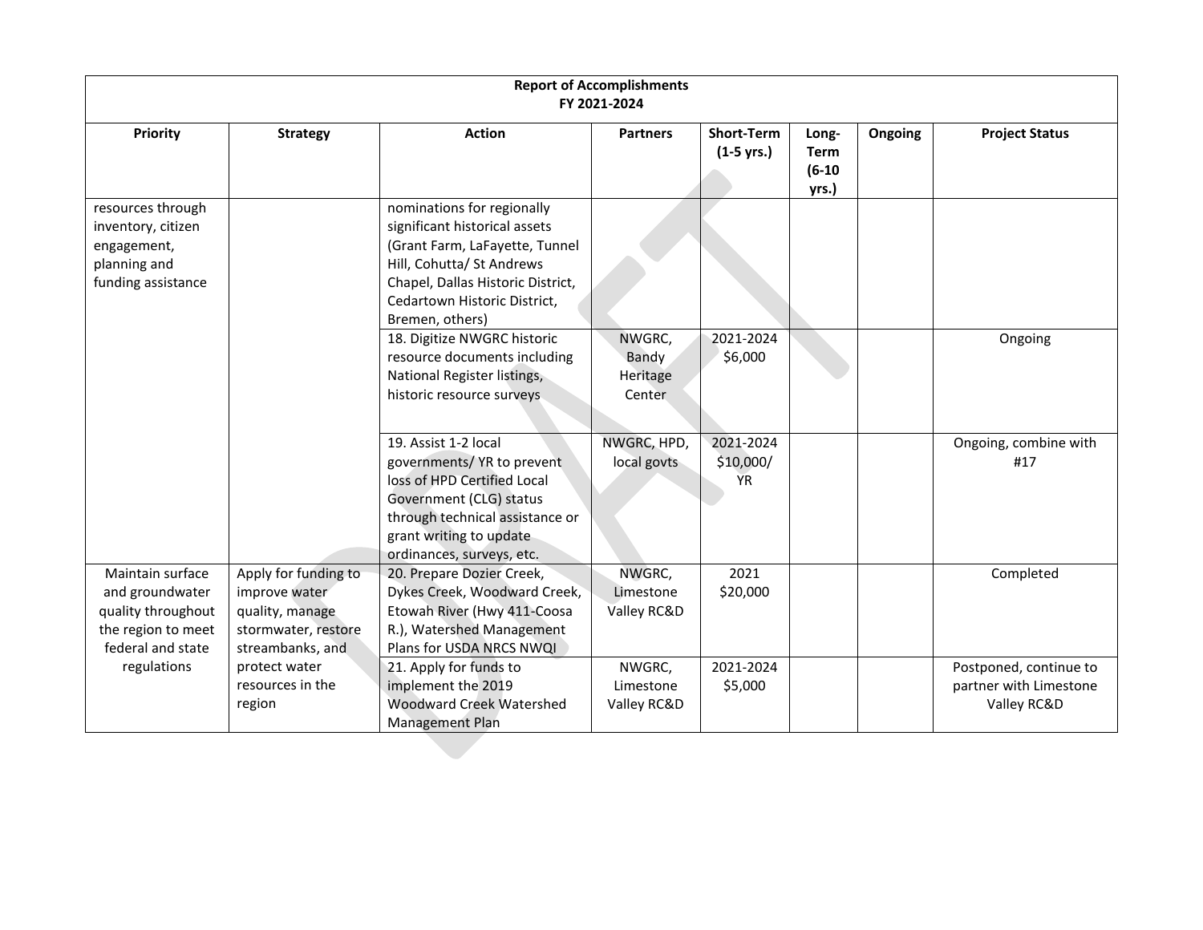| Report of Accomplishments FY 2021-2024 | | | | | | | |
|---|---|---|---|---|---|---|---|
| **Priority** | **Strategy** | **Action** | **Partners** | **Short-Term (1-5 yrs.)** | **Long-Term (6-10 yrs.)** | **Ongoing** | **Project Status** |
| resources through inventory, citizen engagement, planning and funding assistance | | nominations for regionally significant historical assets (Grant Farm, LaFayette, Tunnel Hill, Cohutta/ St Andrews Chapel, Dallas Historic District, Cedartown Historic District, Bremen, others) | | | | | |
| | | 18. Digitize NWGRC historic resource documents including National Register listings, historic resource surveys | NWGRC, Bandy Heritage Center | 2021-2024 $6,000 | | | Ongoing |
| | | 19. Assist 1-2 local governments/ YR to prevent loss of HPD Certified Local Government (CLG) status through technical assistance or grant writing to update ordinances, surveys, etc. | NWGRC, HPD, local govts | 2021-2024 $10,000/ YR | | | Ongoing, combine with #17 |
| Maintain surface and groundwater quality throughout the region to meet federal and state regulations | Apply for funding to improve water quality, manage stormwater, restore streambanks, and protect water resources in the region | 20. Prepare Dozier Creek, Dykes Creek, Woodward Creek, Etowah River (Hwy 411-Coosa R.), Watershed Management Plans for USDA NRCS NWQI | NWGRC, Limestone Valley RC&D | 2021 $20,000 | | | Completed |
| | | 21. Apply for funds to implement the 2019 Woodward Creek Watershed Management Plan | NWGRC, Limestone Valley RC&D | 2021-2024 $5,000 | | | Postponed, continue to partner with Limestone Valley RC&D |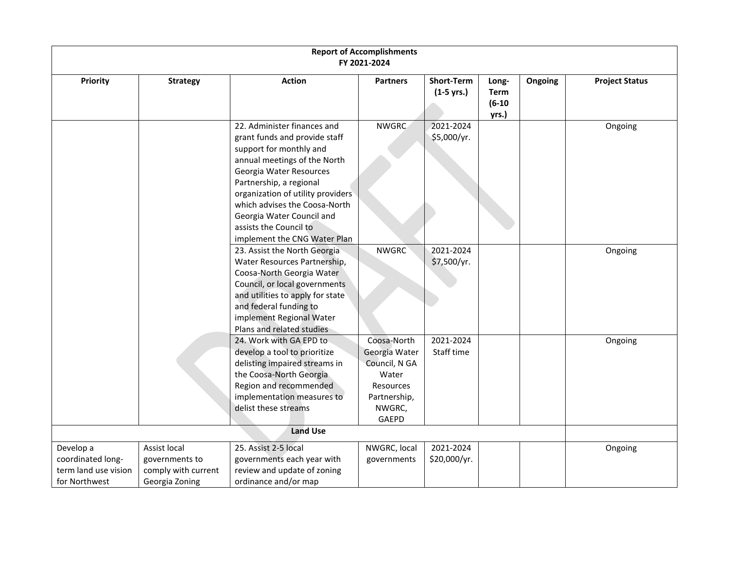| Report of Accomplishments FY 2021-2024 | | | | | | | |
|---|---|---|---|---|---|---|---|
| **Priority** | **Strategy** | **Action** | **Partners** | **Short-Term (1-5 yrs.)** | **Long-Term (6-10 yrs.)** | **Ongoing** | **Project Status** |
| | | 22. Administer finances and grant funds and provide staff support for monthly and annual meetings of the North Georgia Water Resources Partnership, a regional organization of utility providers which advises the Coosa-North Georgia Water Council and assists the Council to implement the CNG Water Plan | NWGRC | 2021-2024 $5,000/yr. | | | Ongoing |
| | | 23. Assist the North Georgia Water Resources Partnership, Coosa-North Georgia Water Council, or local governments and utilities to apply for state and federal funding to implement Regional Water Plans and related studies | NWGRC | 2021-2024 $7,500/yr. | | | Ongoing |
| | | 24. Work with GA EPD to develop a tool to prioritize delisting impaired streams in the Coosa-North Georgia Region and recommended implementation measures to delist these streams | Coosa-North Georgia Water Council, N GA Water Resources Partnership, NWGRC, GAEPD | 2021-2024 Staff time | | | Ongoing |
| **Land Use** | | | | | | | |
| Develop a coordinated long-term land use vision for Northwest | Assist local governments to comply with current Georgia Zoning | 25. Assist 2-5 local governments each year with review and update of zoning ordinance and/or map | NWGRC, local governments | 2021-2024 $20,000/yr. | | | Ongoing |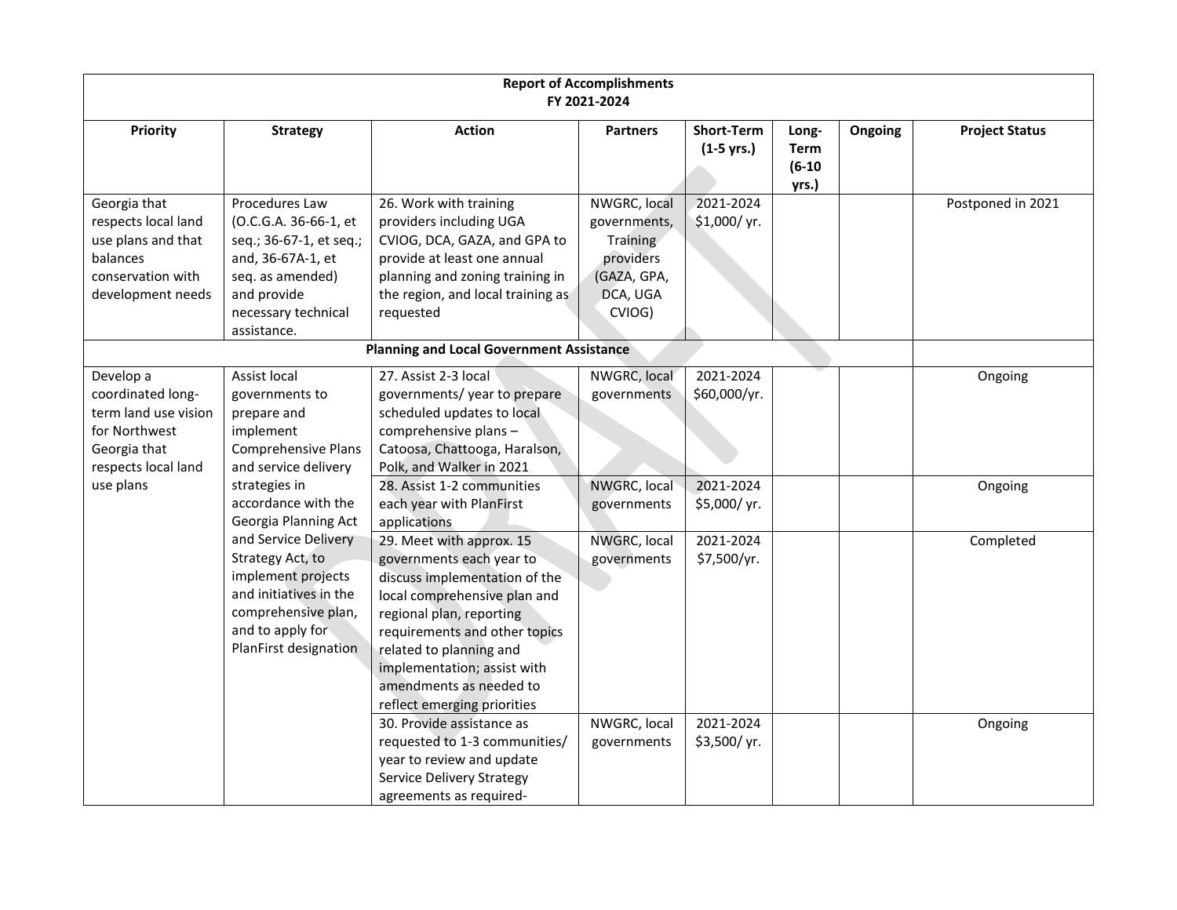| Report of Accomplishments FY 2021-2024 | | | | | | | |
|---|---|---|---|---|---|---|---|
| **Priority** | **Strategy** | **Action** | **Partners** | **Short-Term (1-5 yrs.)** | **Long-Term (6-10 yrs.)** | **Ongoing** | **Project Status** |
| Georgia that respects local land use plans and that balances conservation with development needs | Procedures Law (O.C.G.A. 36-66-1, et seq.; 36-67-1, et seq.; and, 36-67A-1, et seq. as amended) and provide necessary technical assistance. | 26. Work with training providers including UGA CVIOG, DCA, GAZA, and GPA to provide at least one annual planning and zoning training in the region, and local training as requested | NWGRC, local governments, Training providers (GAZA, GPA, DCA, UGA CVIOG) | 2021-2024 $1,000/ yr. | | | Postponed in 2021 |
| **Planning and Local Government Assistance** | | | | | | | |
| Develop a coordinated long-term land use vision for Northwest Georgia that respects local land use plans | Assist local governments to prepare and implement Comprehensive Plans and service delivery strategies in accordance with the Georgia Planning Act and Service Delivery Strategy Act, to implement projects and initiatives in the comprehensive plan, and to apply for PlanFirst designation | 27. Assist 2-3 local governments/ year to prepare scheduled updates to local comprehensive plans – Catoosa, Chattooga, Haralson, Polk, and Walker in 2021 | NWGRC, local governments | 2021-2024 $60,000/yr. | | | Ongoing |
| | | 28. Assist 1-2 communities each year with PlanFirst applications | NWGRC, local governments | 2021-2024 $5,000/ yr. | | | Ongoing |
| | | 29. Meet with approx. 15 governments each year to discuss implementation of the local comprehensive plan and regional plan, reporting requirements and other topics related to planning and implementation; assist with amendments as needed to reflect emerging priorities | NWGRC, local governments | 2021-2024 $7,500/yr. | | | Completed |
| | | 30. Provide assistance as requested to 1-3 communities/ year to review and update Service Delivery Strategy agreements as required- | NWGRC, local governments | 2021-2024 $3,500/ yr. | | | Ongoing |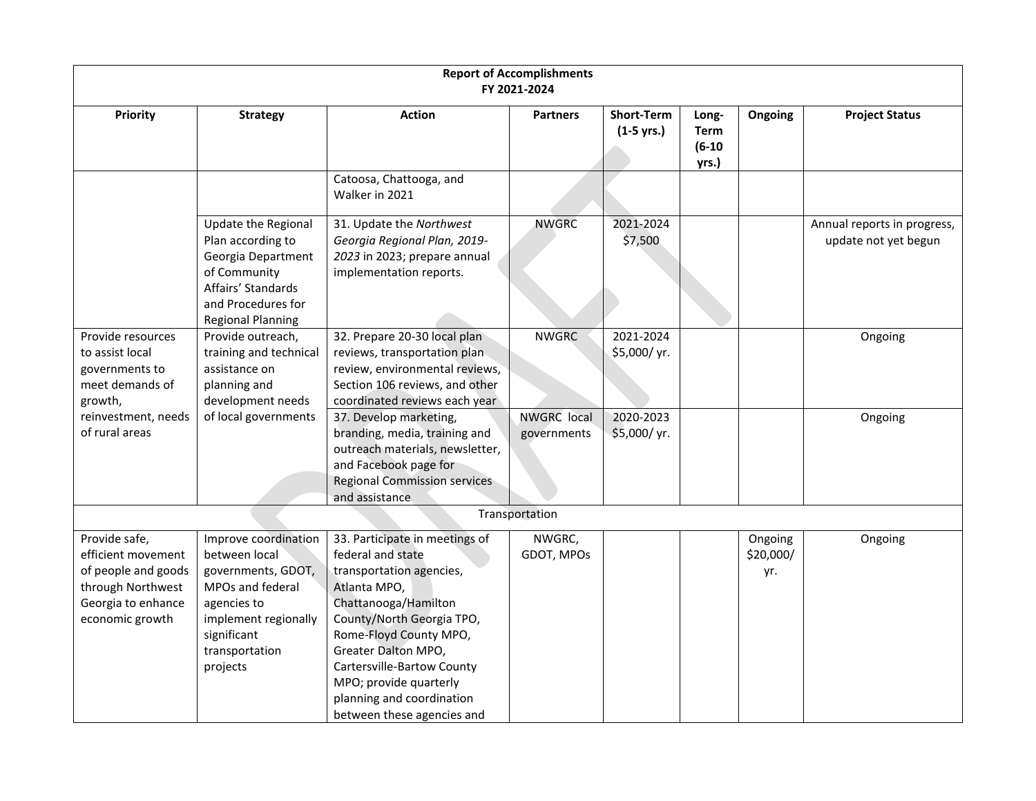| Report of Accomplishments FY 2021-2024 | | | | | | | |
|---|---|---|---|---|---|---|---|
| **Priority** | **Strategy** | **Action** | **Partners** | **Short-Term (1-5 yrs.)** | **Long-Term (6-10 yrs.)** | **Ongoing** | **Project Status** |
| | | Catoosa, Chattooga, and Walker in 2021 | | | | | |
| | Update the Regional Plan according to Georgia Department of Community Affairs' Standards and Procedures for Regional Planning | 31. Update the *Northwest Georgia Regional Plan, 2019-2023* in 2023; prepare annual implementation reports. | NWGRC | 2021-2024 $7,500 | | | Annual reports in progress, update not yet begun |
| Provide resources to assist local governments to meet demands of growth, reinvestment, needs of rural areas | Provide outreach, training and technical assistance on planning and development needs of local governments | 32. Prepare 20-30 local plan reviews, transportation plan review, environmental reviews, Section 106 reviews, and other coordinated reviews each year | NWGRC | 2021-2024 $5,000/ yr. | | | Ongoing |
| | | 37. Develop marketing, branding, media, training and outreach materials, newsletter, and Facebook page for Regional Commission services and assistance | NWGRC local governments | 2020-2023 $5,000/ yr. | | | Ongoing |
| Transportation | | | | | | | |
| Provide safe, efficient movement of people and goods through Northwest Georgia to enhance economic growth | Improve coordination between local governments, GDOT, MPOs and federal agencies to implement regionally significant transportation projects | 33. Participate in meetings of federal and state transportation agencies, Atlanta MPO, Chattanooga/Hamilton County/North Georgia TPO, Rome-Floyd County MPO, Greater Dalton MPO, Cartersville-Bartow County MPO; provide quarterly planning and coordination between these agencies and | NWGRC, GDOT, MPOs | | | Ongoing $20,000/ yr. | Ongoing |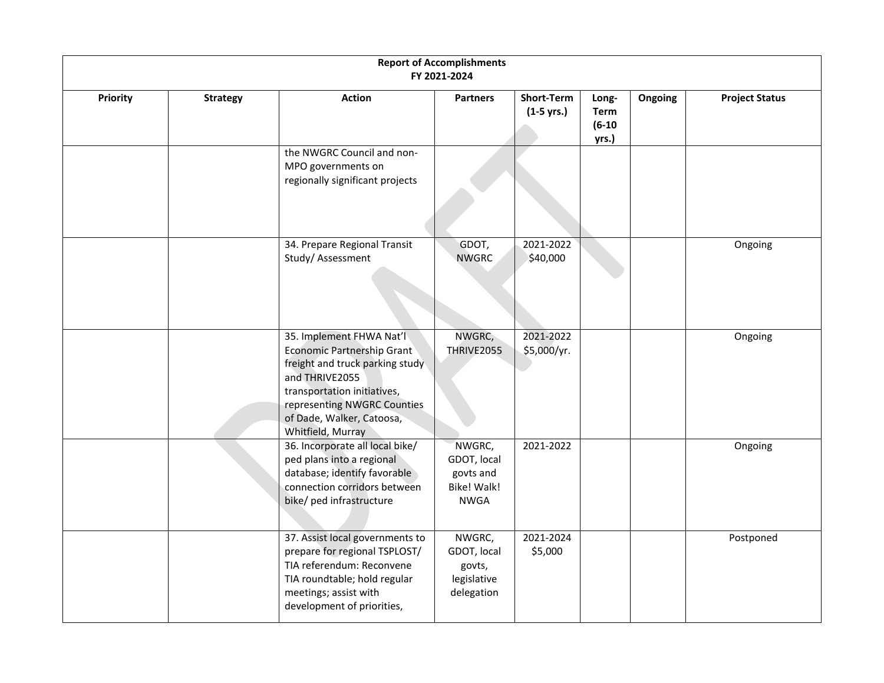| Report of Accomplishments FY 2021-2024 | | | | | | | |
|---|---|---|---|---|---|---|---|
| **Priority** | **Strategy** | **Action** | **Partners** | **Short-Term (1-5 yrs.)** | **Long-Term (6-10 yrs.)** | **Ongoing** | **Project Status** |
| | | the NWGRC Council and non-MPO governments on regionally significant projects | | | | | |
| | | 34. Prepare Regional Transit Study/ Assessment | GDOT, NWGRC | 2021-2022 $40,000 | | | Ongoing |
| | | 35. Implement FHWA Nat'l Economic Partnership Grant freight and truck parking study and THRIVE2055 transportation initiatives, representing NWGRC Counties of Dade, Walker, Catoosa, Whitfield, Murray | NWGRC, THRIVE2055 | 2021-2022 $5,000/yr. | | | Ongoing |
| | | 36. Incorporate all local bike/ ped plans into a regional database; identify favorable connection corridors between bike/ ped infrastructure | NWGRC, GDOT, local govts and Bike! Walk! NWGA | 2021-2022 | | | Ongoing |
| | | 37. Assist local governments to prepare for regional TSPLOST/ TIA referendum: Reconvene TIA roundtable; hold regular meetings; assist with development of priorities, | NWGRC, GDOT, local govts, legislative delegation | 2021-2024 $5,000 | | | Postponed |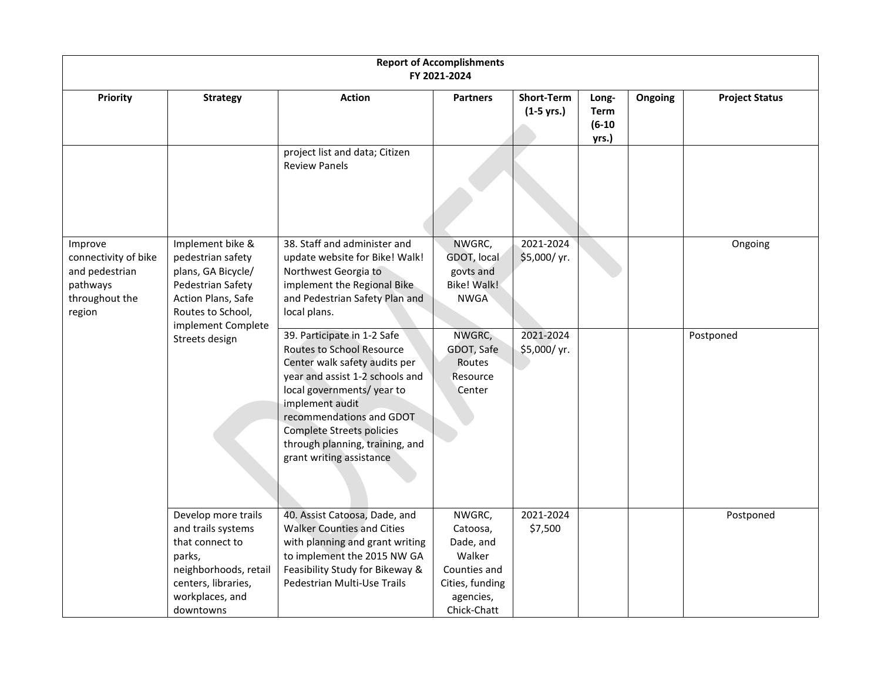| Report of Accomplishments FY 2021-2024 | | | | | | | |
|---|---|---|---|---|---|---|---|
| **Priority** | **Strategy** | **Action** | **Partners** | **Short-Term (1-5 yrs.)** | **Long-Term (6-10 yrs.)** | **Ongoing** | **Project Status** |
| | | project list and data; Citizen Review Panels | | | | | |
| Improve connectivity of bike and pedestrian pathways throughout the region | Implement bike & pedestrian safety plans, GA Bicycle/ Pedestrian Safety Action Plans, Safe Routes to School, implement Complete Streets design | 38. Staff and administer and update website for Bike! Walk! Northwest Georgia to implement the Regional Bike and Pedestrian Safety Plan and local plans. | NWGRC, GDOT, local govts and Bike! Walk! NWGA | 2021-2024 $5,000/ yr. | | | Ongoing |
| | | 39. Participate in 1-2 Safe Routes to School Resource Center walk safety audits per year and assist 1-2 schools and local governments/ year to implement audit recommendations and GDOT Complete Streets policies through planning, training, and grant writing assistance | NWGRC, GDOT, Safe Routes Resource Center | 2021-2024 $5,000/ yr. | | | Postponed |
| | Develop more trails and trails systems that connect to parks, neighborhoods, retail centers, libraries, workplaces, and downtowns | 40. Assist Catoosa, Dade, and Walker Counties and Cities with planning and grant writing to implement the 2015 NW GA Feasibility Study for Bikeway & Pedestrian Multi-Use Trails | NWGRC, Catoosa, Dade, and Walker Counties and Cities, funding agencies, Chick-Chatt | 2021-2024 $7,500 | | | Postponed |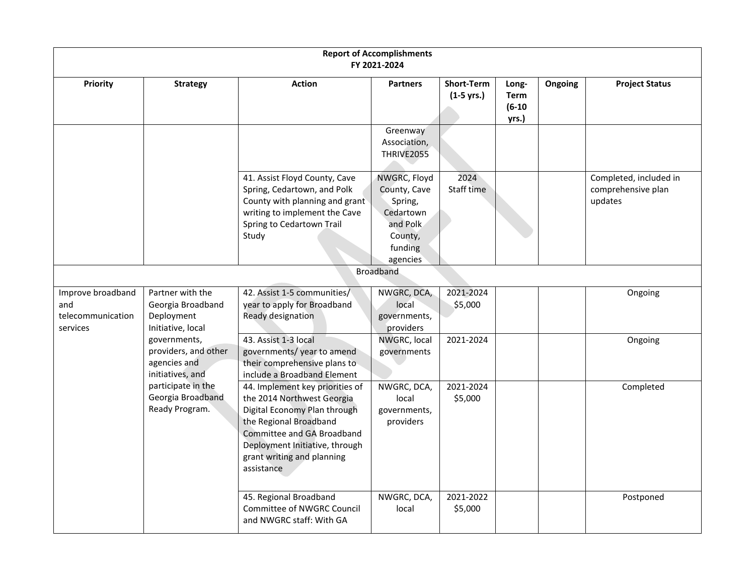| Report of Accomplishments FY 2021-2024 | | | | | | | |
|---|---|---|---|---|---|---|---|
| **Priority** | **Strategy** | **Action** | **Partners** | **Short-Term (1-5 yrs.)** | **Long-Term (6-10 yrs.)** | **Ongoing** | **Project Status** |
| | | | Greenway Association, THRIVE2055 | | | | |
| | | 41. Assist Floyd County, Cave Spring, Cedartown, and Polk County with planning and grant writing to implement the Cave Spring to Cedartown Trail Study | NWGRC, Floyd County, Cave Spring, Cedartown and Polk County, funding agencies | 2024 Staff time | | | Completed, included in comprehensive plan updates |
| Broadband | | | | | | | |
| Improve broadband and telecommunication services | Partner with the Georgia Broadband Deployment Initiative, local governments, providers, and other agencies and initiatives, and participate in the Georgia Broadband Ready Program. | 42. Assist 1-5 communities/ year to apply for Broadband Ready designation | NWGRC, DCA, local governments, providers | 2021-2024 $5,000 | | | Ongoing |
| | | 43. Assist 1-3 local governments/ year to amend their comprehensive plans to include a Broadband Element | NWGRC, local governments | 2021-2024 | | | Ongoing |
| | | 44. Implement key priorities of the 2014 Northwest Georgia Digital Economy Plan through the Regional Broadband Committee and GA Broadband Deployment Initiative, through grant writing and planning assistance | NWGRC, DCA, local governments, providers | 2021-2024 $5,000 | | | Completed |
| | | 45. Regional Broadband Committee of NWGRC Council and NWGRC staff: With GA | NWGRC, DCA, local | 2021-2022 $5,000 | | | Postponed |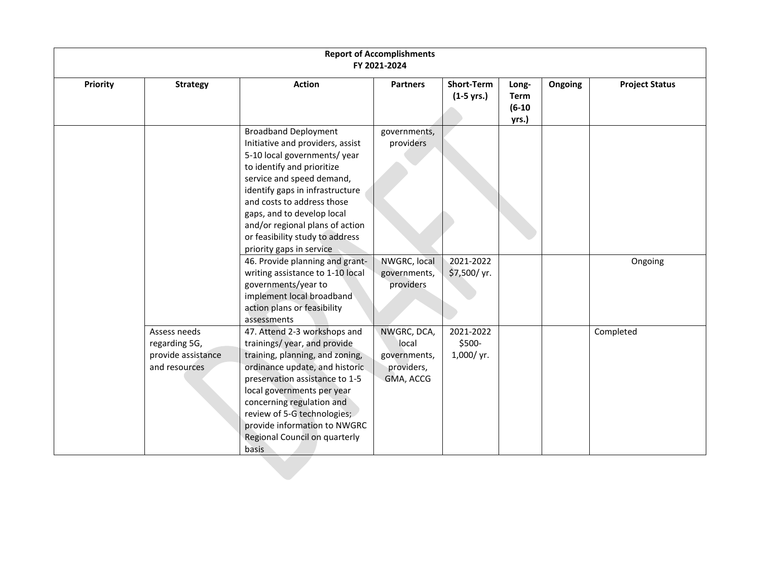| Report of Accomplishments FY 2021-2024 | | | | | | | |
|---|---|---|---|---|---|---|---|
| **Priority** | **Strategy** | **Action** | **Partners** | **Short-Term (1-5 yrs.)** | **Long-Term (6-10 yrs.)** | **Ongoing** | **Project Status** |
| | | Broadband Deployment Initiative and providers, assist 5-10 local governments/ year to identify and prioritize service and speed demand, identify gaps in infrastructure and costs to address those gaps, and to develop local and/or regional plans of action or feasibility study to address priority gaps in service | governments, providers | | | | |
| | | 46. Provide planning and grant-writing assistance to 1-10 local governments/year to implement local broadband action plans or feasibility assessments | NWGRC, local governments, providers | 2021-2022 $7,500/ yr. | | | Ongoing |
| | Assess needs regarding 5G, provide assistance and resources | 47. Attend 2-3 workshops and trainings/ year, and provide training, planning, and zoning, ordinance update, and historic preservation assistance to 1-5 local governments per year concerning regulation and review of 5-G technologies; provide information to NWGRC Regional Council on quarterly basis | NWGRC, DCA, local governments, providers, GMA, ACCG | 2021-2022 $500-1,000/ yr. | | | Completed |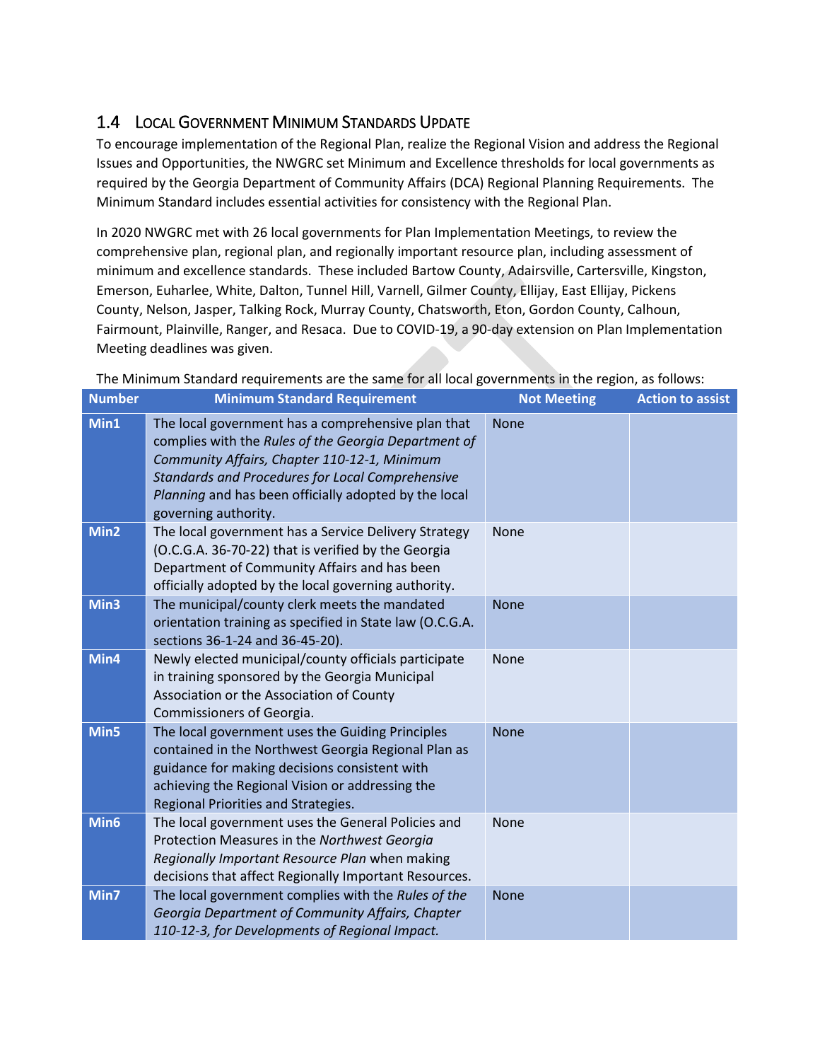## 1.4 Local Government Minimum Standards Update

To encourage implementation of the Regional Plan, realize the Regional Vision and address the Regional Issues and Opportunities, the NWGRC set Minimum and Excellence thresholds for local governments as required by the Georgia Department of Community Affairs (DCA) Regional Planning Requirements. The Minimum Standard includes essential activities for consistency with the Regional Plan.

In 2020 NWGRC met with 26 local governments for Plan Implementation Meetings, to review the comprehensive plan, regional plan, and regionally important resource plan, including assessment of minimum and excellence standards. These included Bartow County, Adairsville, Cartersville, Kingston, Emerson, Euharlee, White, Dalton, Tunnel Hill, Varnell, Gilmer County, Ellijay, East Ellijay, Pickens County, Nelson, Jasper, Talking Rock, Murray County, Chatsworth, Eton, Gordon County, Calhoun, Fairmount, Plainville, Ranger, and Resaca. Due to COVID-19, a 90-day extension on Plan Implementation Meeting deadlines was given.

The Minimum Standard requirements are the same for all local governments in the region, as follows:

| Number | Minimum Standard Requirement | Not Meeting | Action to assist |
|---|---|---|---|
| **Min1** | The local government has a comprehensive plan that complies with the *Rules of the Georgia Department of Community Affairs, Chapter 110-12-1, Minimum Standards and Procedures for Local Comprehensive Planning* and has been officially adopted by the local governing authority. | None | |
| **Min2** | The local government has a Service Delivery Strategy (O.C.G.A. 36-70-22) that is verified by the Georgia Department of Community Affairs and has been officially adopted by the local governing authority. | None | |
| **Min3** | The municipal/county clerk meets the mandated orientation training as specified in State law (O.C.G.A. sections 36-1-24 and 36-45-20). | None | |
| **Min4** | Newly elected municipal/county officials participate in training sponsored by the Georgia Municipal Association or the Association of County Commissioners of Georgia. | None | |
| **Min5** | The local government uses the Guiding Principles contained in the Northwest Georgia Regional Plan as guidance for making decisions consistent with achieving the Regional Vision or addressing the Regional Priorities and Strategies. | None | |
| **Min6** | The local government uses the General Policies and Protection Measures in the *Northwest Georgia Regionally Important Resource Plan* when making decisions that affect Regionally Important Resources. | None | |
| **Min7** | The local government complies with the *Rules of the Georgia Department of Community Affairs, Chapter 110-12-3, for Developments of Regional Impact.* | None | |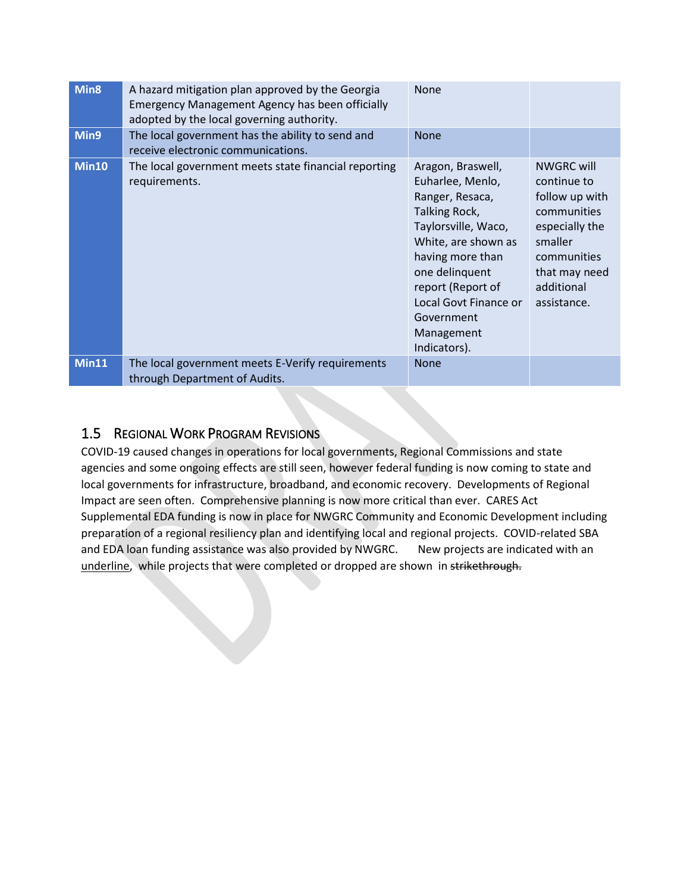| Min8 | A hazard mitigation plan approved by the Georgia Emergency Management Agency has been officially adopted by the local governing authority. | None | |
|---|---|---|---|
| Min9 | The local government has the ability to send and receive electronic communications. | None | |
| Min10 | The local government meets state financial reporting requirements. | Aragon, Braswell, Euharlee, Menlo, Ranger, Resaca, Talking Rock, Taylorsville, Waco, White, are shown as having more than one delinquent report (Report of Local Govt Finance or Government Management Indicators). | NWGRC will continue to follow up with communities especially the smaller communities that may need additional assistance. |
| Min11 | The local government meets E-Verify requirements through Department of Audits. | None | |

## 1.5 Regional Work Program Revisions

COVID-19 caused changes in operations for local governments, Regional Commissions and state agencies and some ongoing effects are still seen, however federal funding is now coming to state and local governments for infrastructure, broadband, and economic recovery. Developments of Regional Impact are seen often. Comprehensive planning is now more critical than ever. CARES Act Supplemental EDA funding is now in place for NWGRC Community and Economic Development including preparation of a regional resiliency plan and identifying local and regional projects. COVID-related SBA and EDA loan funding assistance was also provided by NWGRC. New projects are indicated with an <u>underline</u>, while projects that were completed or dropped are shown in ~~strikethrough.~~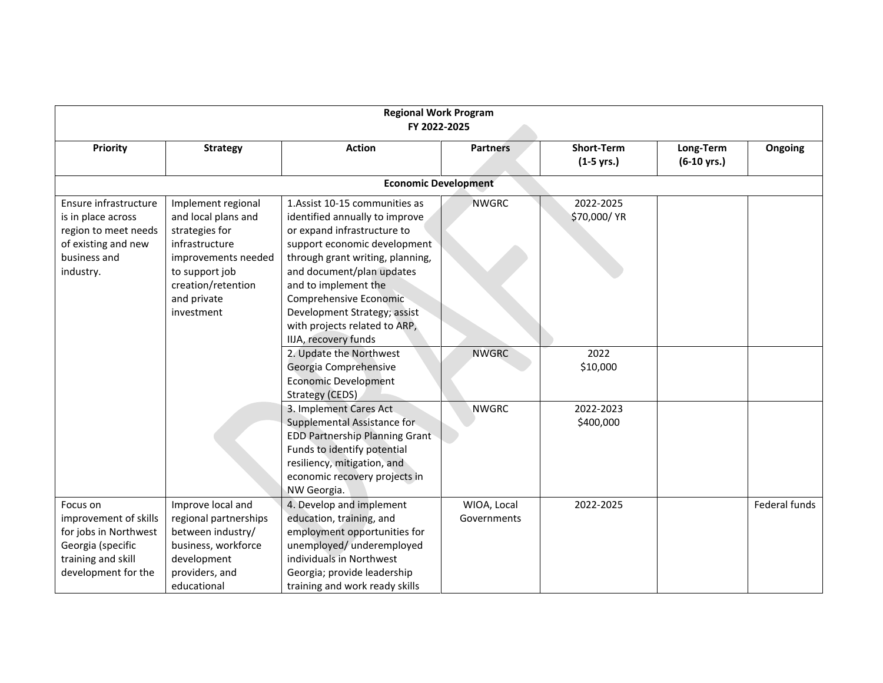| Regional Work Program FY 2022-2025 | | | | | | |
|---|---|---|---|---|---|---|
| **Priority** | **Strategy** | **Action** | **Partners** | **Short-Term (1-5 yrs.)** | **Long-Term (6-10 yrs.)** | **Ongoing** |
| **Economic Development** | | | | | | |
| Ensure infrastructure is in place across region to meet needs of existing and new business and industry. | Implement regional and local plans and strategies for infrastructure improvements needed to support job creation/retention and private investment | 1.Assist 10-15 communities as identified annually to improve or expand infrastructure to support economic development through grant writing, planning, and document/plan updates and to implement the Comprehensive Economic Development Strategy; assist with projects related to ARP, IIJA, recovery funds | NWGRC | 2022-2025 $70,000/ YR | | |
| | | 2. Update the Northwest Georgia Comprehensive Economic Development Strategy (CEDS) | NWGRC | 2022 $10,000 | | |
| | | 3. Implement Cares Act Supplemental Assistance for EDD Partnership Planning Grant Funds to identify potential resiliency, mitigation, and economic recovery projects in NW Georgia. | NWGRC | 2022-2023 $400,000 | | |
| Focus on improvement of skills for jobs in Northwest Georgia (specific training and skill development for the | Improve local and regional partnerships between industry/ business, workforce development providers, and educational | 4. Develop and implement education, training, and employment opportunities for unemployed/ underemployed individuals in Northwest Georgia; provide leadership training and work ready skills | WIOA, Local Governments | 2022-2025 | | Federal funds |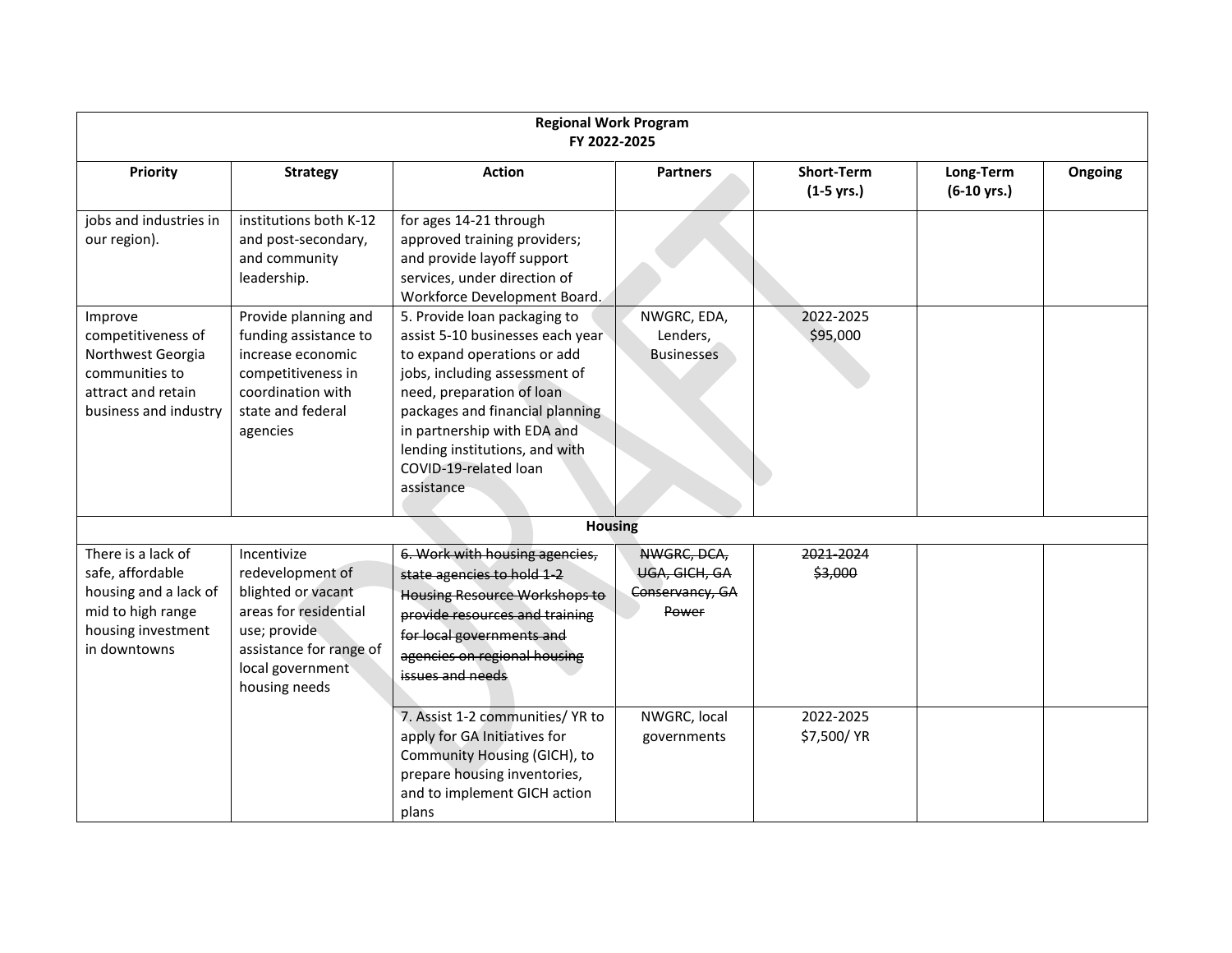| Regional Work Program FY 2022-2025 | | | | | | |
|---|---|---|---|---|---|---|
| **Priority** | **Strategy** | **Action** | **Partners** | **Short-Term (1-5 yrs.)** | **Long-Term (6-10 yrs.)** | **Ongoing** |
| jobs and industries in our region). | institutions both K-12 and post-secondary, and community leadership. | for ages 14-21 through approved training providers; and provide layoff support services, under direction of Workforce Development Board. | | | | |
| Improve competitiveness of Northwest Georgia communities to attract and retain business and industry | Provide planning and funding assistance to increase economic competitiveness in coordination with state and federal agencies | 5. Provide loan packaging to assist 5-10 businesses each year to expand operations or add jobs, including assessment of need, preparation of loan packages and financial planning in partnership with EDA and lending institutions, and with COVID-19-related loan assistance | NWGRC, EDA, Lenders, Businesses | 2022-2025 $95,000 | | |
| **Housing** | | | | | | |
| There is a lack of safe, affordable housing and a lack of mid to high range housing investment in downtowns | Incentivize redevelopment of blighted or vacant areas for residential use; provide assistance for range of local government housing needs | ~~6. Work with housing agencies, state agencies to hold 1-2 Housing Resource Workshops to provide resources and training for local governments and agencies on regional housing issues and needs~~ | ~~NWGRC, DCA, UGA, GICH, GA Conservancy, GA Power~~ | ~~2021-2024 $3,000~~ | | |
| | | 7. Assist 1-2 communities/ YR to apply for GA Initiatives for Community Housing (GICH), to prepare housing inventories, and to implement GICH action plans | NWGRC, local governments | 2022-2025 $7,500/ YR | | |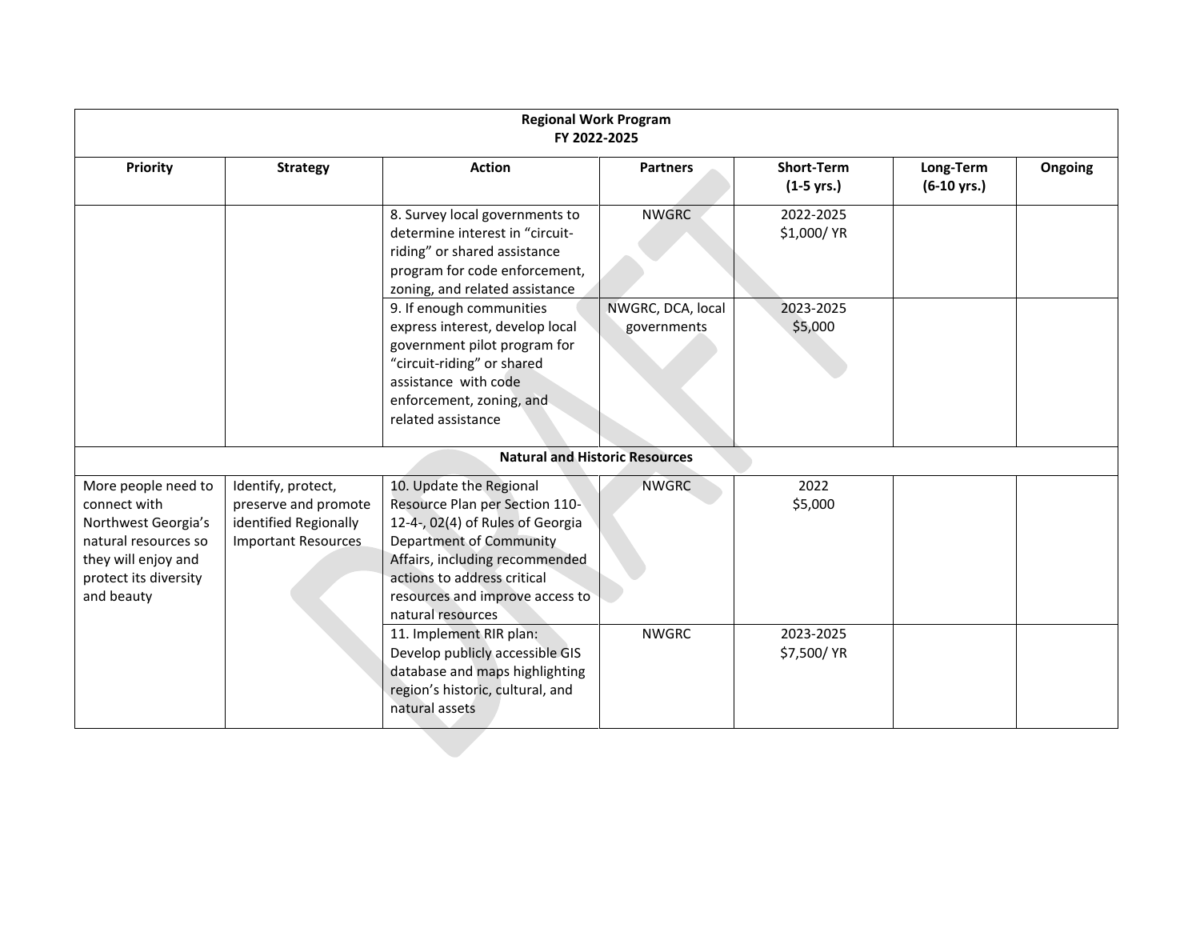| Regional Work Program FY 2022-2025 | | | | | | |
|---|---|---|---|---|---|---|
| **Priority** | **Strategy** | **Action** | **Partners** | **Short-Term (1-5 yrs.)** | **Long-Term (6-10 yrs.)** | **Ongoing** |
| | | 8. Survey local governments to determine interest in "circuit-riding" or shared assistance program for code enforcement, zoning, and related assistance | NWGRC | 2022-2025 $1,000/ YR | | |
| | | 9. If enough communities express interest, develop local government pilot program for "circuit-riding" or shared assistance with code enforcement, zoning, and related assistance | NWGRC, DCA, local governments | 2023-2025 $5,000 | | |
| **Natural and Historic Resources** | | | | | | |
| More people need to connect with Northwest Georgia's natural resources so they will enjoy and protect its diversity and beauty | Identify, protect, preserve and promote identified Regionally Important Resources | 10. Update the Regional Resource Plan per Section 110-12-4-, 02(4) of Rules of Georgia Department of Community Affairs, including recommended actions to address critical resources and improve access to natural resources | NWGRC | 2022 $5,000 | | |
| | | 11. Implement RIR plan: Develop publicly accessible GIS database and maps highlighting region's historic, cultural, and natural assets | NWGRC | 2023-2025 $7,500/ YR | | |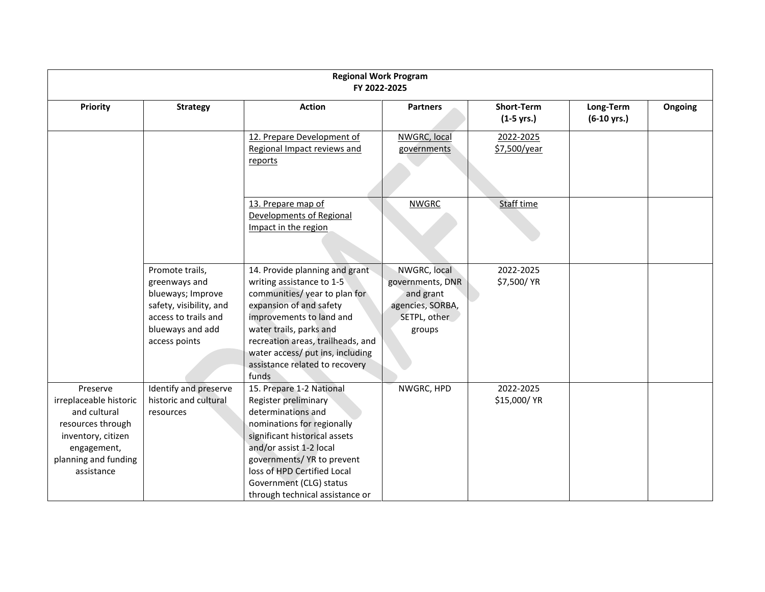| Regional Work Program FY 2022-2025 | | | | | | |
|---|---|---|---|---|---|---|
| **Priority** | **Strategy** | **Action** | **Partners** | **Short-Term (1-5 yrs.)** | **Long-Term (6-10 yrs.)** | **Ongoing** |
| | | 12. Prepare Development of Regional Impact reviews and reports | NWGRC, local governments | 2022-2025 $7,500/year | | |
| | | 13. Prepare map of Developments of Regional Impact in the region | NWGRC | Staff time | | |
| | Promote trails, greenways and blueways; Improve safety, visibility, and access to trails and blueways and add access points | 14. Provide planning and grant writing assistance to 1-5 communities/ year to plan for expansion of and safety improvements to land and water trails, parks and recreation areas, trailheads, and water access/ put ins, including assistance related to recovery funds | NWGRC, local governments, DNR and grant agencies, SORBA, SETPL, other groups | 2022-2025 $7,500/ YR | | |
| Preserve irreplaceable historic and cultural resources through inventory, citizen engagement, planning and funding assistance | Identify and preserve historic and cultural resources | 15. Prepare 1-2 National Register preliminary determinations and nominations for regionally significant historical assets and/or assist 1-2 local governments/ YR to prevent loss of HPD Certified Local Government (CLG) status through technical assistance or | NWGRC, HPD | 2022-2025 $15,000/ YR | | |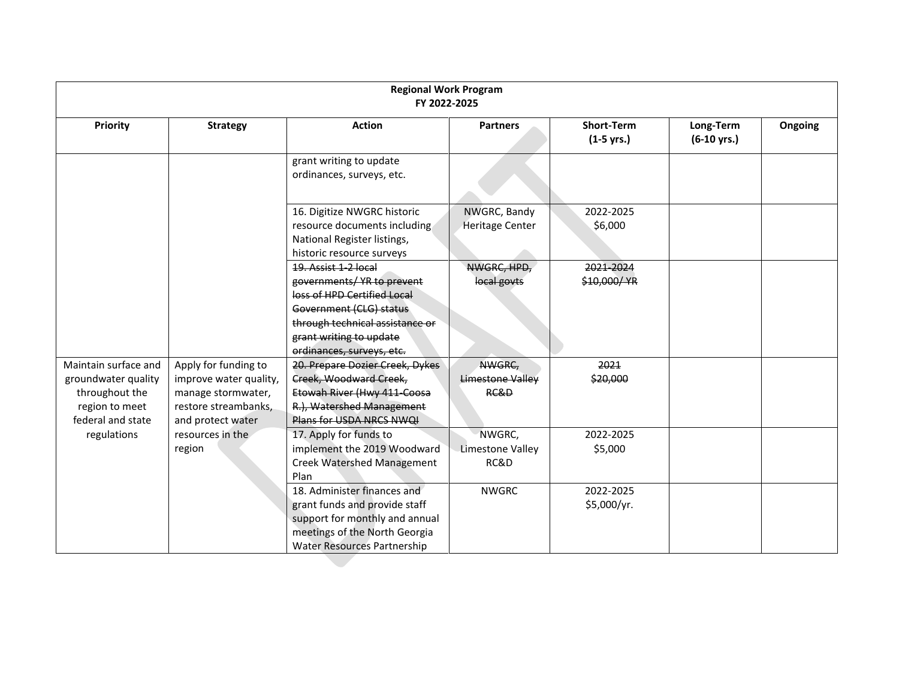| Regional Work Program FY 2022-2025 | | | | | | |
|---|---|---|---|---|---|---|
| **Priority** | **Strategy** | **Action** | **Partners** | **Short-Term (1-5 yrs.)** | **Long-Term (6-10 yrs.)** | **Ongoing** |
| | | grant writing to update ordinances, surveys, etc. | | | | |
| | | 16. Digitize NWGRC historic resource documents including National Register listings, historic resource surveys | NWGRC, Bandy Heritage Center | 2022-2025 $6,000 | | |
| | | ~~19. Assist 1-2 local governments/ YR to prevent loss of HPD Certified Local Government (CLG) status through technical assistance or grant writing to update ordinances, surveys, etc.~~ | ~~NWGRC, HPD, local govts~~ | ~~2021-2024 $10,000/ YR~~ | | |
| Maintain surface and groundwater quality throughout the region to meet federal and state regulations | Apply for funding to improve water quality, manage stormwater, restore streambanks, and protect water resources in the region | ~~20. Prepare Dozier Creek, Dykes Creek, Woodward Creek, Etowah River (Hwy 411-Coosa R.), Watershed Management Plans for USDA NRCS NWQI~~ | ~~NWGRC, Limestone Valley RC&D~~ | ~~2021 $20,000~~ | | |
| | | 17. Apply for funds to implement the 2019 Woodward Creek Watershed Management Plan | NWGRC, Limestone Valley RC&D | 2022-2025 $5,000 | | |
| | | 18. Administer finances and grant funds and provide staff support for monthly and annual meetings of the North Georgia Water Resources Partnership | NWGRC | 2022-2025 $5,000/yr. | | |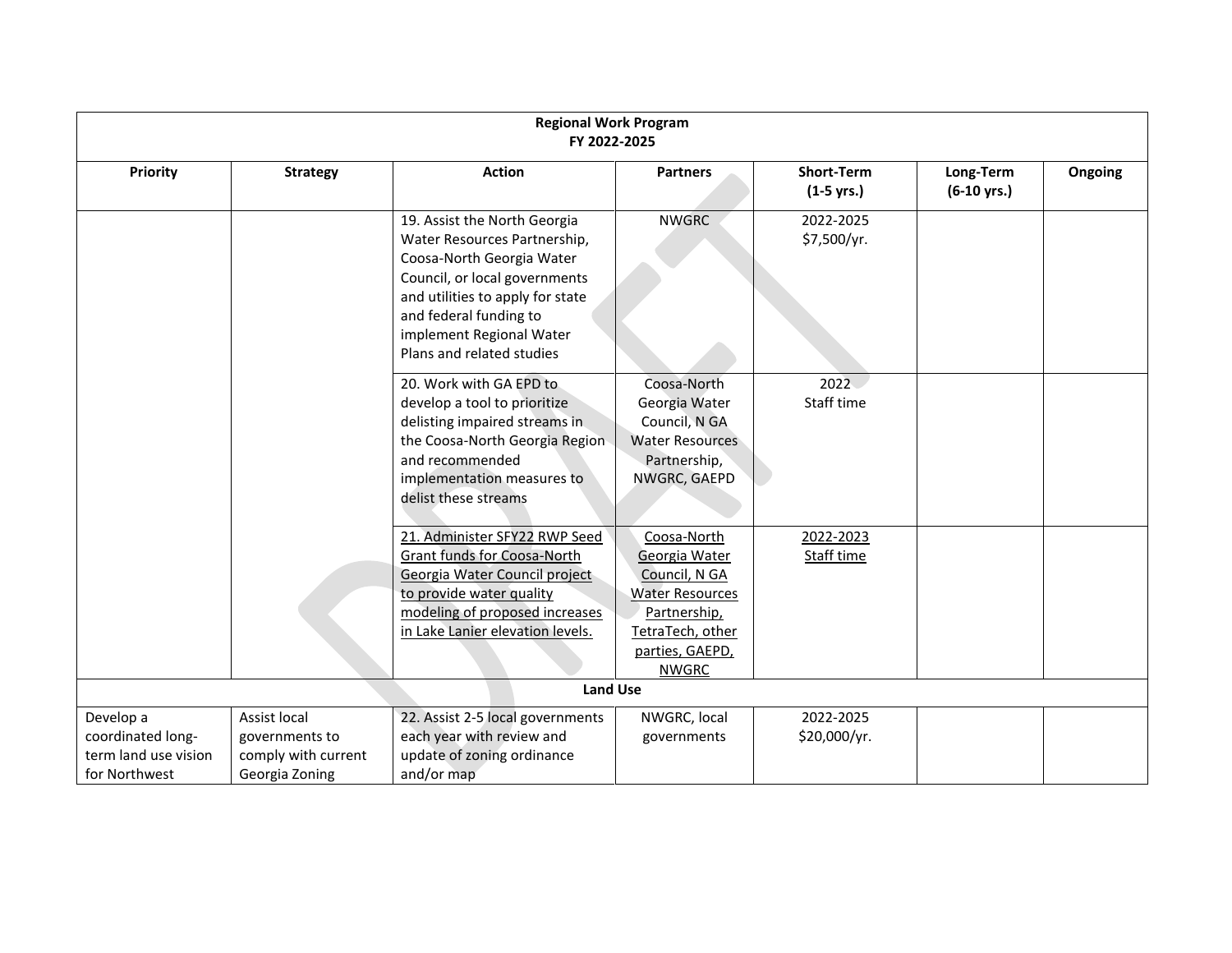| Regional Work Program FY 2022-2025 | | | | | | |
|---|---|---|---|---|---|---|
| **Priority** | **Strategy** | **Action** | **Partners** | **Short-Term (1-5 yrs.)** | **Long-Term (6-10 yrs.)** | **Ongoing** |
| | | 19. Assist the North Georgia Water Resources Partnership, Coosa-North Georgia Water Council, or local governments and utilities to apply for state and federal funding to implement Regional Water Plans and related studies | NWGRC | 2022-2025 $7,500/yr. | | |
| | | 20. Work with GA EPD to develop a tool to prioritize delisting impaired streams in the Coosa-North Georgia Region and recommended implementation measures to delist these streams | Coosa-North Georgia Water Council, N GA Water Resources Partnership, NWGRC, GAEPD | 2022 Staff time | | |
| | | 21. Administer SFY22 RWP Seed Grant funds for Coosa-North Georgia Water Council project to provide water quality modeling of proposed increases in Lake Lanier elevation levels. | Coosa-North Georgia Water Council, N GA Water Resources Partnership, TetraTech, other parties, GAEPD, NWGRC | 2022-2023 Staff time | | |
| **Land Use** | | | | | | |
| Develop a coordinated long-term land use vision for Northwest | Assist local governments to comply with current Georgia Zoning | 22. Assist 2-5 local governments each year with review and update of zoning ordinance and/or map | NWGRC, local governments | 2022-2025 $20,000/yr. | | |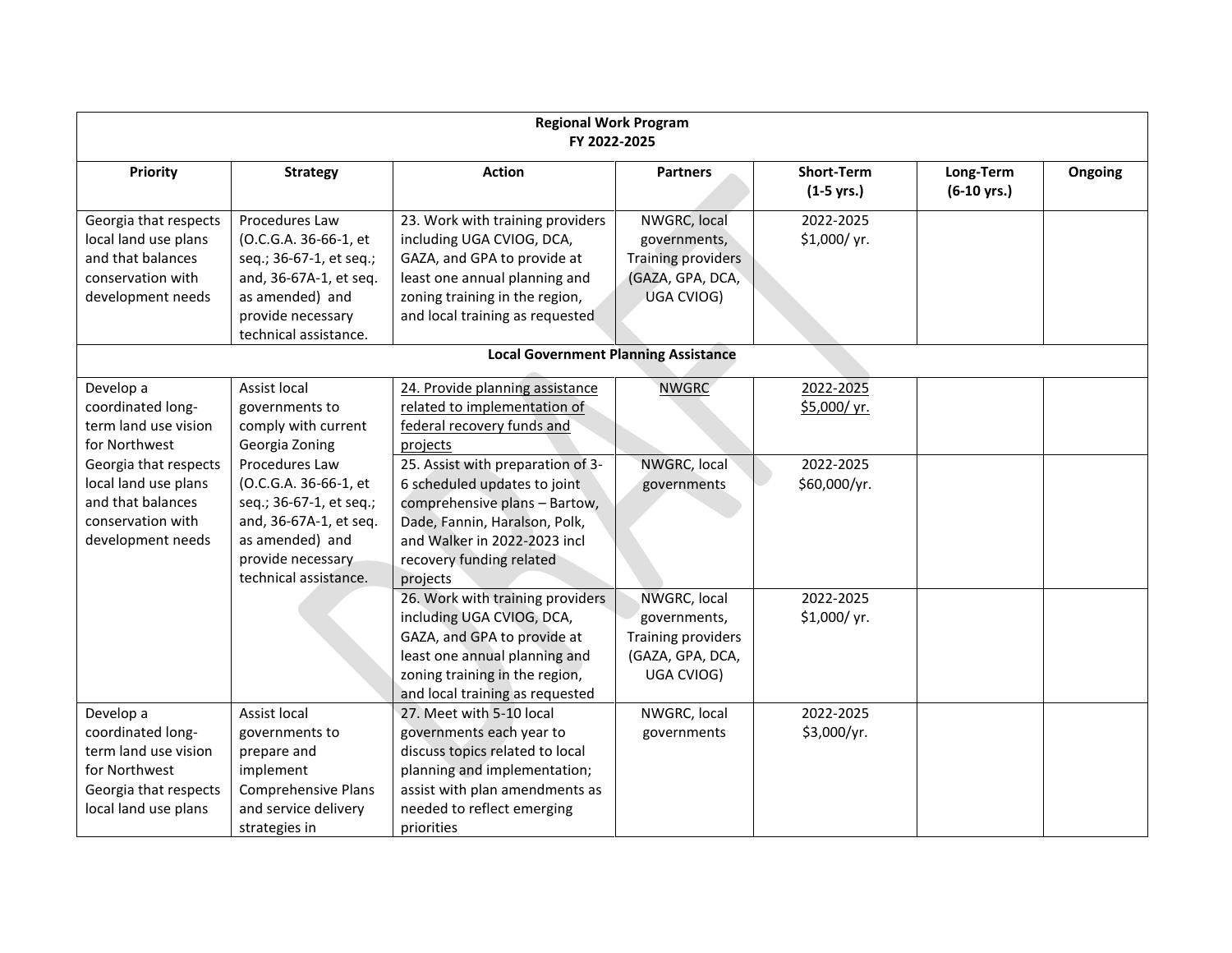| Regional Work Program<br>FY 2022-2025 | | | | | | |
|---|---|---|---|---|---|---|
| **Priority** | **Strategy** | **Action** | **Partners** | **Short-Term (1-5 yrs.)** | **Long-Term (6-10 yrs.)** | **Ongoing** |
| Georgia that respects local land use plans and that balances conservation with development needs | Procedures Law (O.C.G.A. 36-66-1, et seq.; 36-67-1, et seq.; and, 36-67A-1, et seq. as amended) and provide necessary technical assistance. | 23. Work with training providers including UGA CVIOG, DCA, GAZA, and GPA to provide at least one annual planning and zoning training in the region, and local training as requested | NWGRC, local governments, Training providers (GAZA, GPA, DCA, UGA CVIOG) | 2022-2025 $1,000/ yr. | | |
| **Local Government Planning Assistance** | | | | | | |
| Develop a coordinated long-term land use vision for Northwest Georgia that respects local land use plans and that balances conservation with development needs | Assist local governments to comply with current Georgia Zoning Procedures Law (O.C.G.A. 36-66-1, et seq.; 36-67-1, et seq.; and, 36-67A-1, et seq. as amended) and provide necessary technical assistance. | <u>24. Provide planning assistance related to implementation of federal recovery funds and projects</u> | <u>NWGRC</u> | <u>2022-2025 $5,000/ yr.</u> | | |
| | | 25. Assist with preparation of 3-6 scheduled updates to joint comprehensive plans – Bartow, Dade, Fannin, Haralson, Polk, and Walker in 2022-2023 incl recovery funding related projects | NWGRC, local governments | 2022-2025 $60,000/yr. | | |
| | | 26. Work with training providers including UGA CVIOG, DCA, GAZA, and GPA to provide at least one annual planning and zoning training in the region, and local training as requested | NWGRC, local governments, Training providers (GAZA, GPA, DCA, UGA CVIOG) | 2022-2025 $1,000/ yr. | | |
| Develop a coordinated long-term land use vision for Northwest Georgia that respects local land use plans | Assist local governments to prepare and implement Comprehensive Plans and service delivery strategies in | 27. Meet with 5-10 local governments each year to discuss topics related to local planning and implementation; assist with plan amendments as needed to reflect emerging priorities | NWGRC, local governments | 2022-2025 $3,000/yr. | | |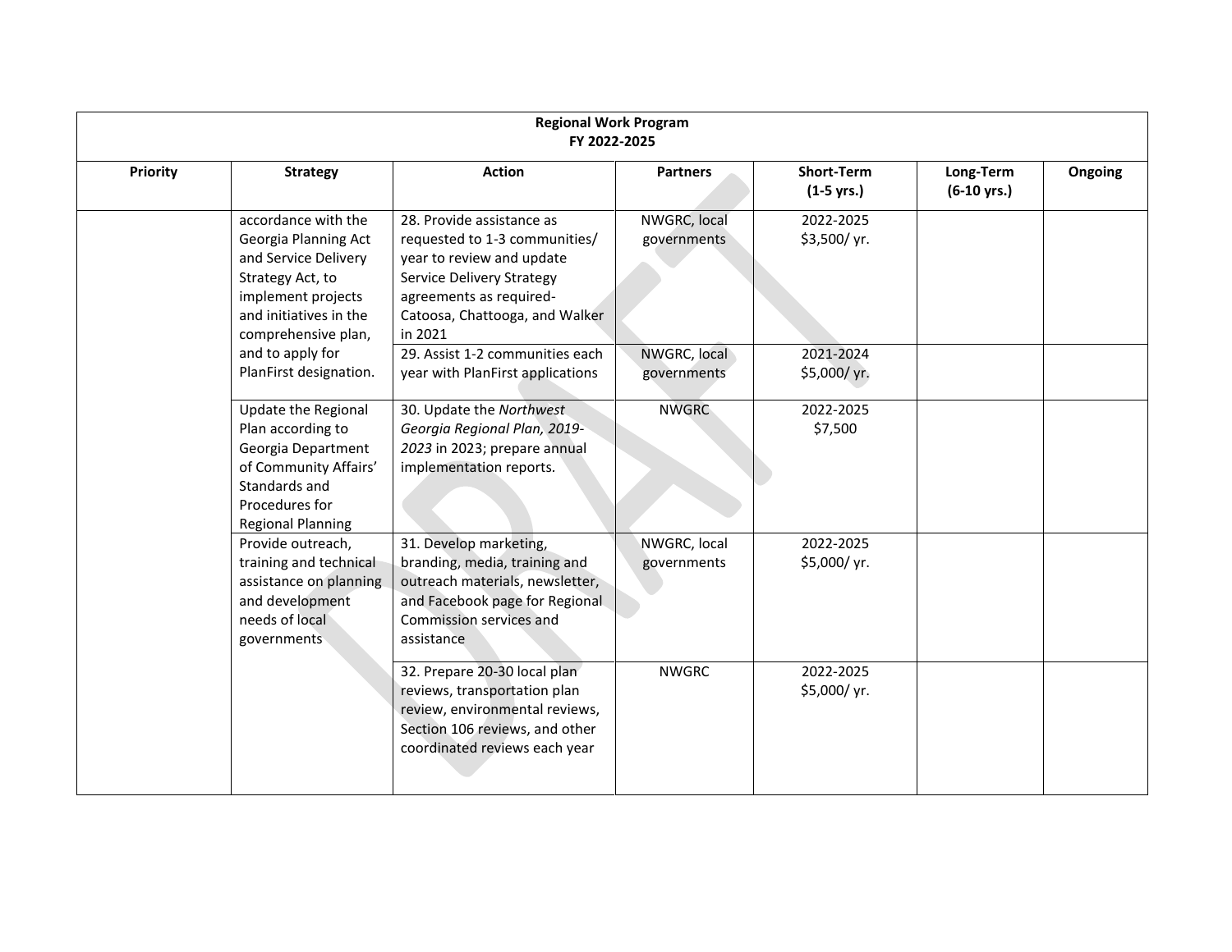| Regional Work Program FY 2022-2025 | | | | | | |
|---|---|---|---|---|---|---|
| **Priority** | **Strategy** | **Action** | **Partners** | **Short-Term (1-5 yrs.)** | **Long-Term (6-10 yrs.)** | **Ongoing** |
| | accordance with the Georgia Planning Act and Service Delivery Strategy Act, to implement projects and initiatives in the comprehensive plan, and to apply for PlanFirst designation. | 28. Provide assistance as requested to 1-3 communities/ year to review and update Service Delivery Strategy agreements as required- Catoosa, Chattooga, and Walker in 2021 | NWGRC, local governments | 2022-2025 $3,500/ yr. | | |
| | | 29. Assist 1-2 communities each year with PlanFirst applications | NWGRC, local governments | 2021-2024 $5,000/ yr. | | |
| | Update the Regional Plan according to Georgia Department of Community Affairs' Standards and Procedures for Regional Planning | 30. Update the *Northwest Georgia Regional Plan, 2019-2023* in 2023; prepare annual implementation reports. | NWGRC | 2022-2025 $7,500 | | |
| | Provide outreach, training and technical assistance on planning and development needs of local governments | 31. Develop marketing, branding, media, training and outreach materials, newsletter, and Facebook page for Regional Commission services and assistance | NWGRC, local governments | 2022-2025 $5,000/ yr. | | |
| | | 32. Prepare 20-30 local plan reviews, transportation plan review, environmental reviews, Section 106 reviews, and other coordinated reviews each year | NWGRC | 2022-2025 $5,000/ yr. | | |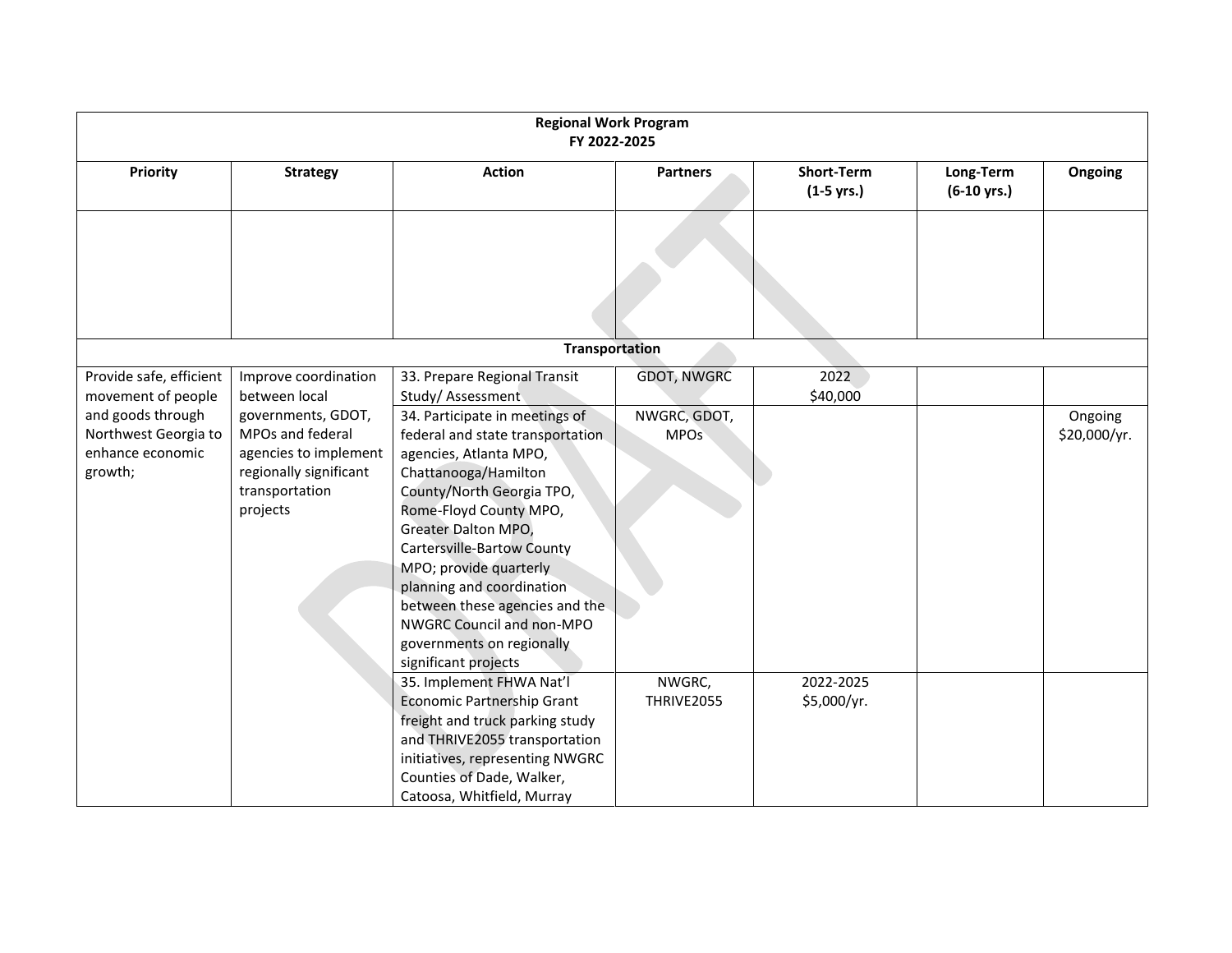| Regional Work Program FY 2022-2025 | | | | | | |
|---|---|---|---|---|---|---|
| **Priority** | **Strategy** | **Action** | **Partners** | **Short-Term (1-5 yrs.)** | **Long-Term (6-10 yrs.)** | **Ongoing** |
| | | | | | | |
| **Transportation** | | | | | | |
| Provide safe, efficient movement of people and goods through Northwest Georgia to enhance economic growth; | Improve coordination between local governments, GDOT, MPOs and federal agencies to implement regionally significant transportation projects | 33. Prepare Regional Transit Study/ Assessment | GDOT, NWGRC | 2022 $40,000 | | |
| | | 34. Participate in meetings of federal and state transportation agencies, Atlanta MPO, Chattanooga/Hamilton County/North Georgia TPO, Rome-Floyd County MPO, Greater Dalton MPO, Cartersville-Bartow County MPO; provide quarterly planning and coordination between these agencies and the NWGRC Council and non-MPO governments on regionally significant projects | NWGRC, GDOT, MPOs | | | Ongoing $20,000/yr. |
| | | 35. Implement FHWA Nat'l Economic Partnership Grant freight and truck parking study and THRIVE2055 transportation initiatives, representing NWGRC Counties of Dade, Walker, Catoosa, Whitfield, Murray | NWGRC, THRIVE2055 | 2022-2025 $5,000/yr. | | |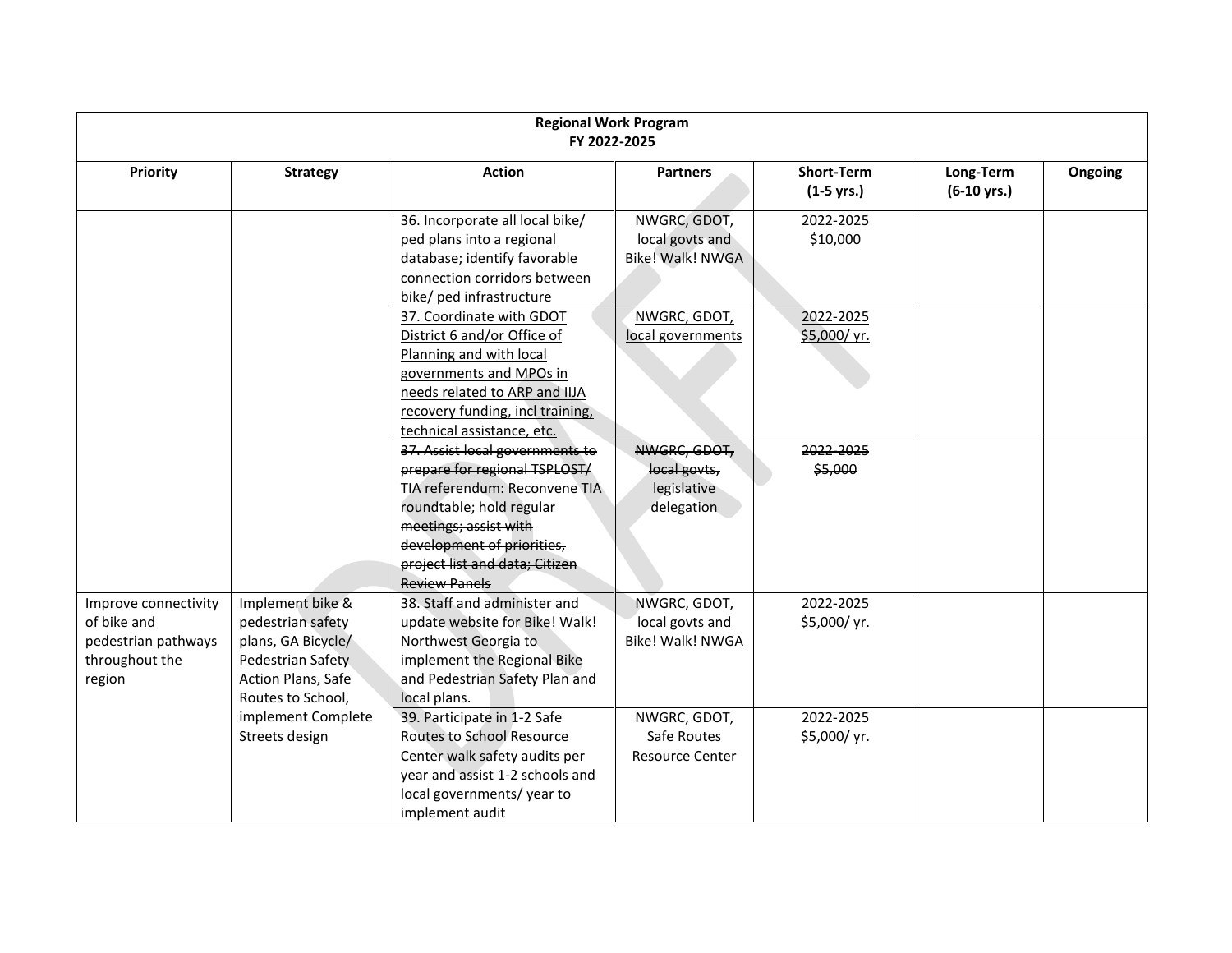| Regional Work Program FY 2022-2025 | | | | | | |
|---|---|---|---|---|---|---|
| **Priority** | **Strategy** | **Action** | **Partners** | **Short-Term (1-5 yrs.)** | **Long-Term (6-10 yrs.)** | **Ongoing** |
| | | 36. Incorporate all local bike/ ped plans into a regional database; identify favorable connection corridors between bike/ ped infrastructure | NWGRC, GDOT, local govts and Bike! Walk! NWGA | 2022-2025 $10,000 | | |
| | | <u>37. Coordinate with GDOT District 6 and/or Office of Planning and with local governments and MPOs in needs related to ARP and IIJA recovery funding, incl training, technical assistance, etc.</u> | <u>NWGRC, GDOT, local governments</u> | <u>2022-2025 $5,000/ yr.</u> | | |
| | | ~~37. Assist local governments to prepare for regional TSPLOST/ TIA referendum: Reconvene TIA roundtable; hold regular meetings; assist with development of priorities, project list and data; Citizen Review Panels~~ | ~~NWGRC, GDOT, local govts, legislative delegation~~ | ~~2022-2025 $5,000~~ | | |
| Improve connectivity of bike and pedestrian pathways throughout the region | Implement bike & pedestrian safety plans, GA Bicycle/ Pedestrian Safety Action Plans, Safe Routes to School, implement Complete Streets design | 38. Staff and administer and update website for Bike! Walk! Northwest Georgia to implement the Regional Bike and Pedestrian Safety Plan and local plans. | NWGRC, GDOT, local govts and Bike! Walk! NWGA | 2022-2025 $5,000/ yr. | | |
| | | 39. Participate in 1-2 Safe Routes to School Resource Center walk safety audits per year and assist 1-2 schools and local governments/ year to implement audit | NWGRC, GDOT, Safe Routes Resource Center | 2022-2025 $5,000/ yr. | | |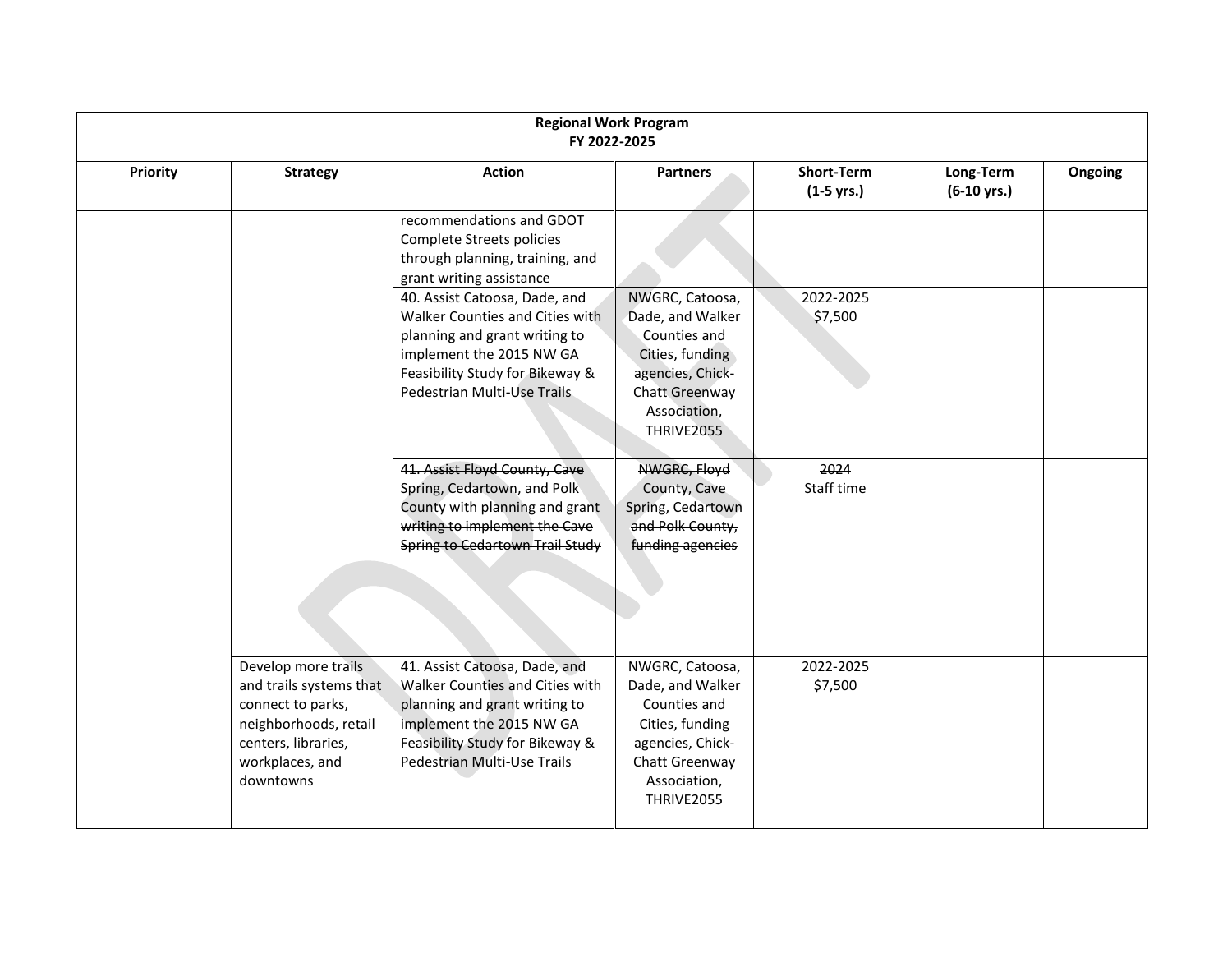| Regional Work Program FY 2022-2025 | | | | | | |
|---|---|---|---|---|---|---|
| **Priority** | **Strategy** | **Action** | **Partners** | **Short-Term (1-5 yrs.)** | **Long-Term (6-10 yrs.)** | **Ongoing** |
| | | recommendations and GDOT Complete Streets policies through planning, training, and grant writing assistance | | | | |
| | | 40. Assist Catoosa, Dade, and Walker Counties and Cities with planning and grant writing to implement the 2015 NW GA Feasibility Study for Bikeway & Pedestrian Multi-Use Trails | NWGRC, Catoosa, Dade, and Walker Counties and Cities, funding agencies, Chick-Chatt Greenway Association, THRIVE2055 | 2022-2025 $7,500 | | |
| | | ~~41. Assist Floyd County, Cave Spring, Cedartown, and Polk County with planning and grant writing to implement the Cave Spring to Cedartown Trail Study~~ | ~~NWGRC, Floyd County, Cave Spring, Cedartown and Polk County, funding agencies~~ | ~~2024 Staff time~~ | | |
| | Develop more trails and trails systems that connect to parks, neighborhoods, retail centers, libraries, workplaces, and downtowns | 41. Assist Catoosa, Dade, and Walker Counties and Cities with planning and grant writing to implement the 2015 NW GA Feasibility Study for Bikeway & Pedestrian Multi-Use Trails | NWGRC, Catoosa, Dade, and Walker Counties and Cities, funding agencies, Chick-Chatt Greenway Association, THRIVE2055 | 2022-2025 $7,500 | | |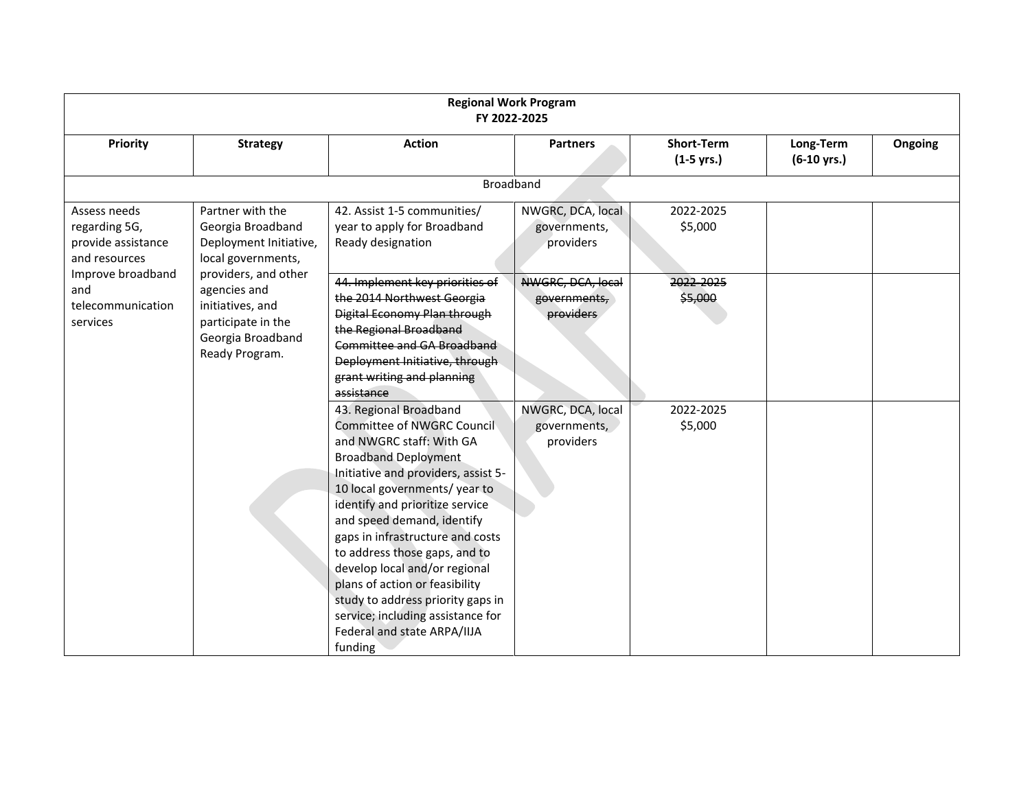| Regional Work Program FY 2022-2025 | | | | | | |
|---|---|---|---|---|---|---|
| **Priority** | **Strategy** | **Action** | **Partners** | **Short-Term (1-5 yrs.)** | **Long-Term (6-10 yrs.)** | **Ongoing** |
| Broadband | | | | | | |
| Assess needs regarding 5G, provide assistance and resources Improve broadband and telecommunication services | Partner with the Georgia Broadband Deployment Initiative, local governments, providers, and other agencies and initiatives, and participate in the Georgia Broadband Ready Program. | 42. Assist 1-5 communities/ year to apply for Broadband Ready designation | NWGRC, DCA, local governments, providers | 2022-2025 $5,000 | | |
| | | ~~44. Implement key priorities of the 2014 Northwest Georgia Digital Economy Plan through the Regional Broadband Committee and GA Broadband Deployment Initiative, through grant writing and planning assistance~~ | ~~NWGRC, DCA, local governments, providers~~ | ~~2022-2025 $5,000~~ | | |
| | | 43. Regional Broadband Committee of NWGRC Council and NWGRC staff: With GA Broadband Deployment Initiative and providers, assist 5-10 local governments/ year to identify and prioritize service and speed demand, identify gaps in infrastructure and costs to address those gaps, and to develop local and/or regional plans of action or feasibility study to address priority gaps in service; including assistance for Federal and state ARPA/IIJA funding | NWGRC, DCA, local governments, providers | 2022-2025 $5,000 | | |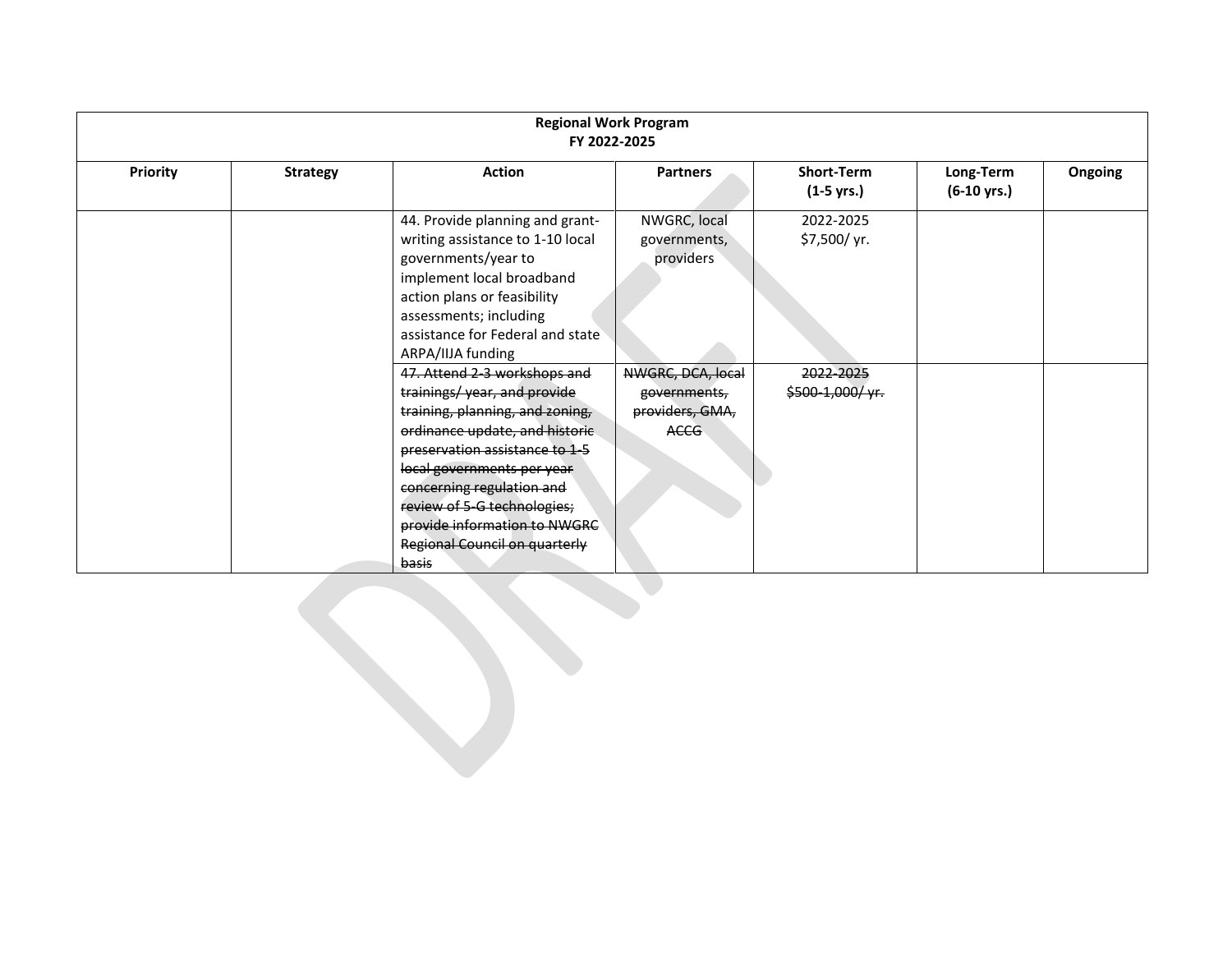| Regional Work Program FY 2022-2025 | | | | | | |
|---|---|---|---|---|---|---|
| **Priority** | **Strategy** | **Action** | **Partners** | **Short-Term (1-5 yrs.)** | **Long-Term (6-10 yrs.)** | **Ongoing** |
| | | 44. Provide planning and grant-writing assistance to 1-10 local governments/year to implement local broadband action plans or feasibility assessments; including assistance for Federal and state ARPA/IIJA funding | NWGRC, local governments, providers | 2022-2025 $7,500/ yr. | | |
| | | ~~47. Attend 2-3 workshops and trainings/ year, and provide training, planning, and zoning, ordinance update, and historic preservation assistance to 1-5 local governments per year concerning regulation and review of 5-G technologies; provide information to NWGRC Regional Council on quarterly basis~~ | ~~NWGRC, DCA, local governments, providers, GMA, ACCG~~ | ~~2022-2025 $500-1,000/ yr.~~ | | |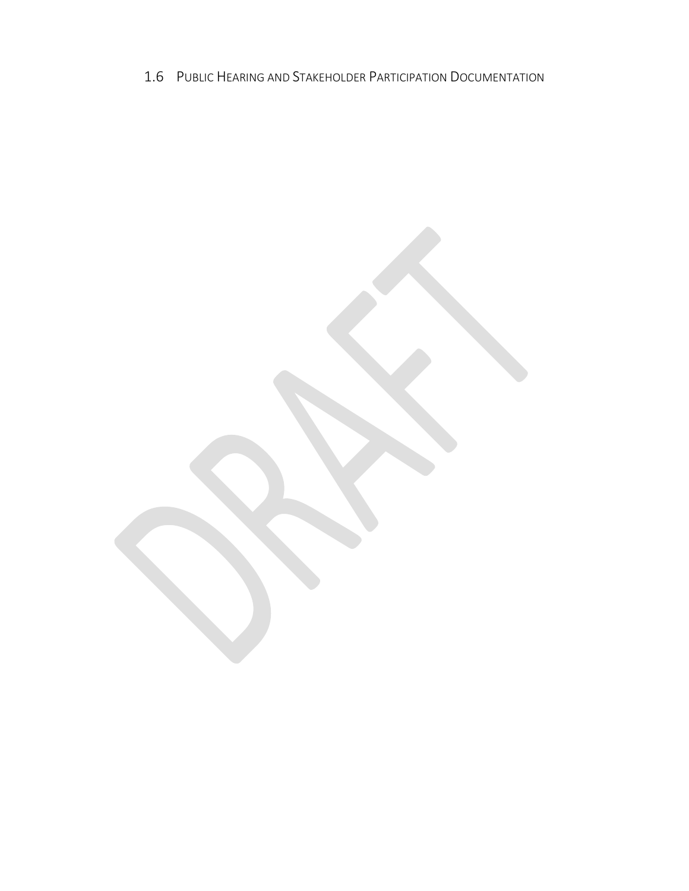## 1.6 Public Hearing and Stakeholder Participation Documentation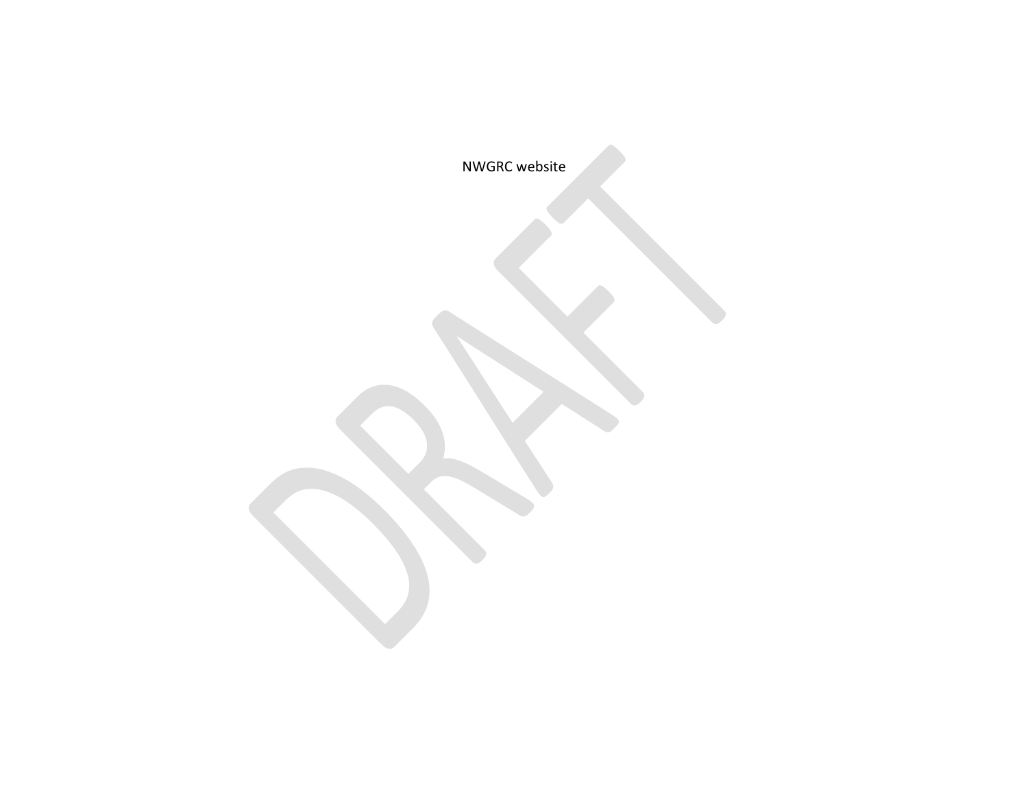NWGRC website